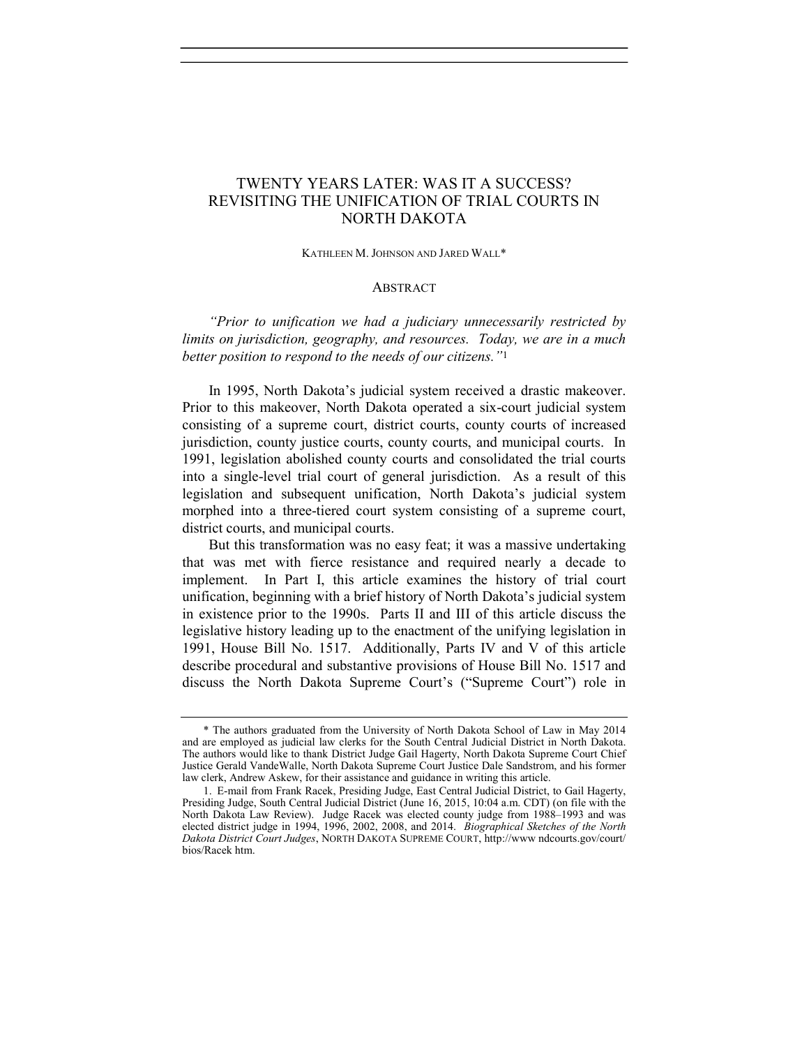# TWENTY YEARS LATER: WAS IT A SUCCESS? REVISITING THE UNIFICATION OF TRIAL COURTS IN NORTH DAKOTA

KATHLEEN M. JOHNSON AND JARED WALL*

## ABSTRACT

*"Prior to unification we had a judiciary unnecessarily restricted by limits on jurisdiction, geography, and resources. Today, we are in a much better position to respond to the needs of our citizens."*[1]

In 1995, North Dakota's judicial system received a drastic makeover. Prior to this makeover, North Dakota operated a six-court judicial system consisting of a supreme court, district courts, county courts of increased jurisdiction, county justice courts, county courts, and municipal courts. In 1991, legislation abolished county courts and consolidated the trial courts into a single-level trial court of general jurisdiction. As a result of this legislation and subsequent unification, North Dakota's judicial system morphed into a three-tiered court system consisting of a supreme court, district courts, and municipal courts.

But this transformation was no easy feat; it was a massive undertaking that was met with fierce resistance and required nearly a decade to implement. In Part I, this article examines the history of trial court unification, beginning with a brief history of North Dakota's judicial system in existence prior to the 1990s. Parts II and III of this article discuss the legislative history leading up to the enactment of the unifying legislation in 1991, House Bill No. 1517. Additionally, Parts IV and V of this article describe procedural and substantive provisions of House Bill No. 1517 and discuss the North Dakota Supreme Court's ("Supreme Court") role in

---

\* The authors graduated from the University of North Dakota School of Law in May 2014 and are employed as judicial law clerks for the South Central Judicial District in North Dakota. The authors would like to thank District Judge Gail Hagerty, North Dakota Supreme Court Chief Justice Gerald VandeWalle, North Dakota Supreme Court Justice Dale Sandstrom, and his former law clerk, Andrew Askew, for their assistance and guidance in writing this article.

1. E-mail from Frank Racek, Presiding Judge, East Central Judicial District, to Gail Hagerty, Presiding Judge, South Central Judicial District (June 16, 2015, 10:04 a.m. CDT) (on file with the North Dakota Law Review). Judge Racek was elected county judge from 1988–1993 and was elected district judge in 1994, 1996, 2002, 2008, and 2014. *Biographical Sketches of the North Dakota District Court Judges*, NORTH DAKOTA SUPREME COURT, http://www ndcourts.gov/court/bios/Racek htm.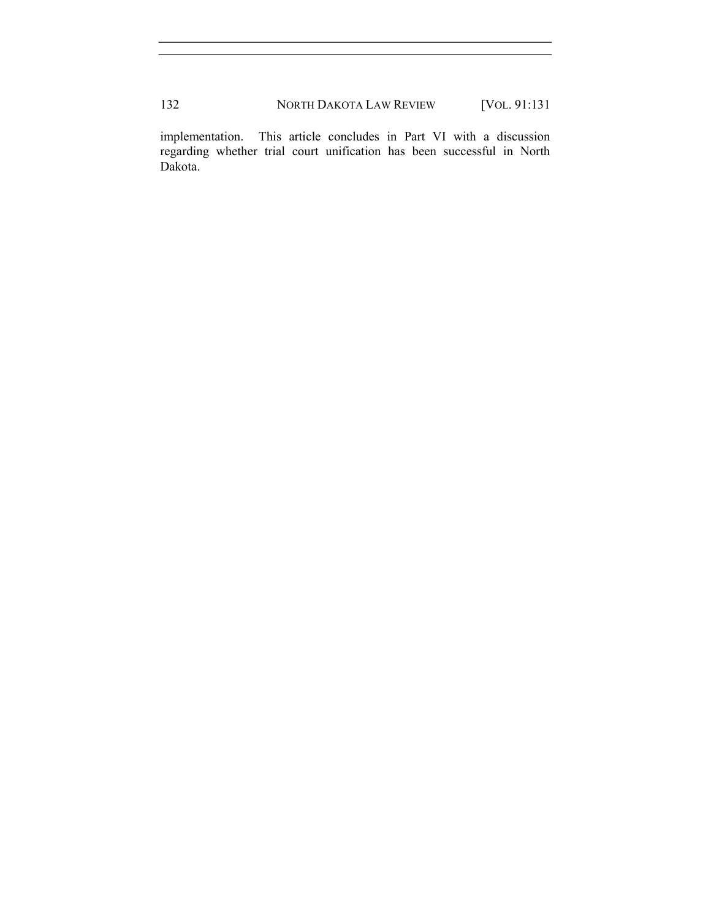implementation. This article concludes in Part VI with a discussion regarding whether trial court unification has been successful in North Dakota.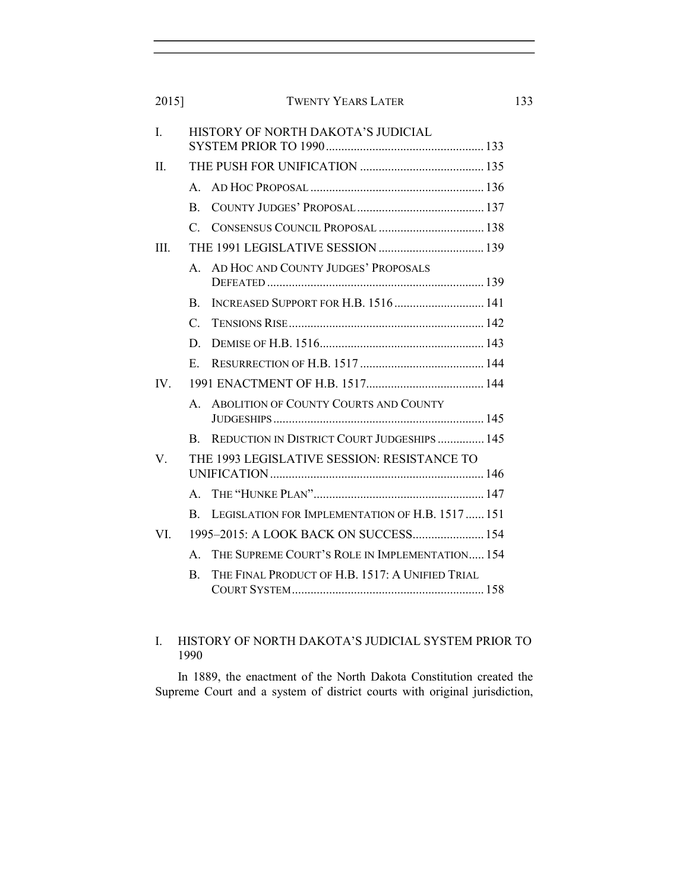I. HISTORY OF NORTH DAKOTA'S JUDICIAL SYSTEM PRIOR TO 1990 ..... 133

II. THE PUSH FOR UNIFICATION ..... 135

- A. AD HOC PROPOSAL ..... 136
- B. COUNTY JUDGES' PROPOSAL ..... 137
- C. CONSENSUS COUNCIL PROPOSAL ..... 138

III. THE 1991 LEGISLATIVE SESSION ..... 139

- A. AD HOC AND COUNTY JUDGES' PROPOSALS DEFEATED ..... 139
- B. INCREASED SUPPORT FOR H.B. 1516 ..... 141
- C. TENSIONS RISE ..... 142
- D. DEMISE OF H.B. 1516 ..... 143
- E. RESURRECTION OF H.B. 1517 ..... 144

IV. 1991 ENACTMENT OF H.B. 1517 ..... 144

- A. ABOLITION OF COUNTY COURTS AND COUNTY JUDGESHIPS ..... 145
- B. REDUCTION IN DISTRICT COURT JUDGESHIPS ..... 145

V. THE 1993 LEGISLATIVE SESSION: RESISTANCE TO UNIFICATION ..... 146

- A. THE "HUNKE PLAN" ..... 147
- B. LEGISLATION FOR IMPLEMENTATION OF H.B. 1517 ..... 151

VI. 1995–2015: A LOOK BACK ON SUCCESS ..... 154

- A. THE SUPREME COURT'S ROLE IN IMPLEMENTATION ..... 154
- B. THE FINAL PRODUCT OF H.B. 1517: A UNIFIED TRIAL COURT SYSTEM ..... 158

## I. HISTORY OF NORTH DAKOTA'S JUDICIAL SYSTEM PRIOR TO 1990

In 1889, the enactment of the North Dakota Constitution created the Supreme Court and a system of district courts with original jurisdiction,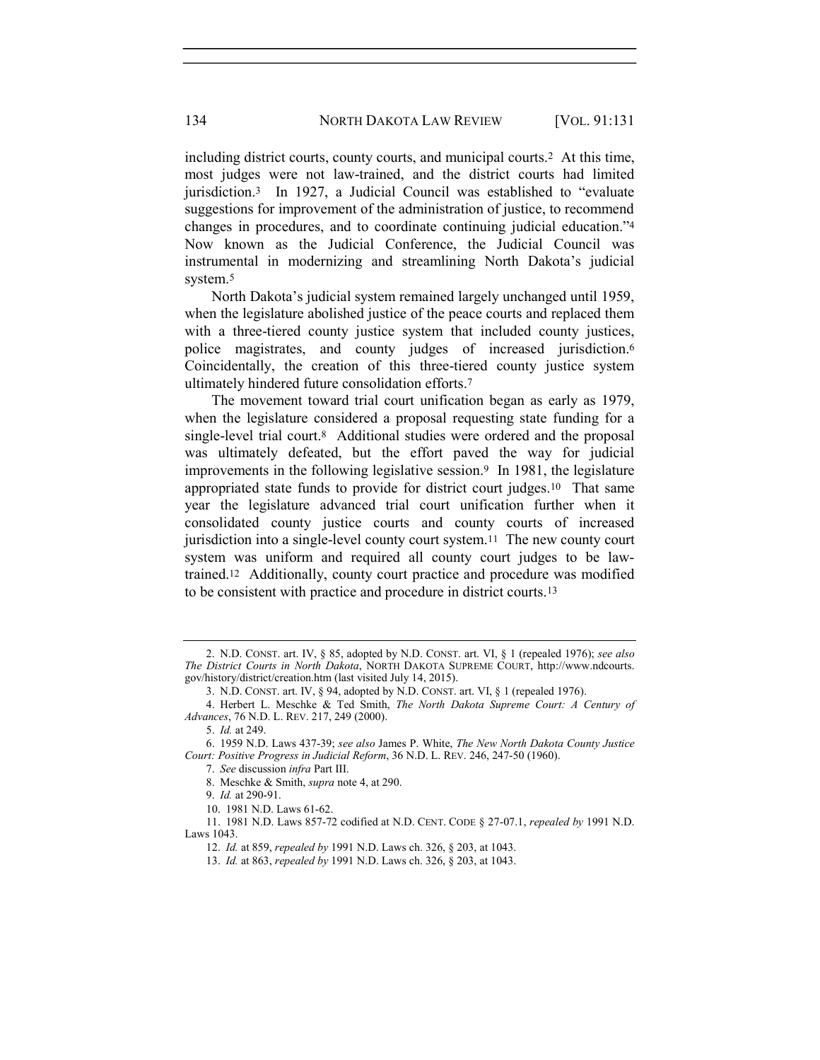including district courts, county courts, and municipal courts.[2] At this time, most judges were not law-trained, and the district courts had limited jurisdiction.[3] In 1927, a Judicial Council was established to "evaluate suggestions for improvement of the administration of justice, to recommend changes in procedures, and to coordinate continuing judicial education."[4] Now known as the Judicial Conference, the Judicial Council was instrumental in modernizing and streamlining North Dakota's judicial system.[5]

North Dakota's judicial system remained largely unchanged until 1959, when the legislature abolished justice of the peace courts and replaced them with a three-tiered county justice system that included county justices, police magistrates, and county judges of increased jurisdiction.[6] Coincidentally, the creation of this three-tiered county justice system ultimately hindered future consolidation efforts.[7]

The movement toward trial court unification began as early as 1979, when the legislature considered a proposal requesting state funding for a single-level trial court.[8] Additional studies were ordered and the proposal was ultimately defeated, but the effort paved the way for judicial improvements in the following legislative session.[9] In 1981, the legislature appropriated state funds to provide for district court judges.[10] That same year the legislature advanced trial court unification further when it consolidated county justice courts and county courts of increased jurisdiction into a single-level county court system.[11] The new county court system was uniform and required all county court judges to be law-trained.[12] Additionally, county court practice and procedure was modified to be consistent with practice and procedure in district courts.[13]

---

2. N.D. CONST. art. IV, § 85, adopted by N.D. CONST. art. VI, § 1 (repealed 1976); *see also The District Courts in North Dakota*, NORTH DAKOTA SUPREME COURT, http://www.ndcourts.gov/history/district/creation.htm (last visited July 14, 2015).

3. N.D. CONST. art. IV, § 94, adopted by N.D. CONST. art. VI, § 1 (repealed 1976).

4. Herbert L. Meschke & Ted Smith, *The North Dakota Supreme Court: A Century of Advances*, 76 N.D. L. REV. 217, 249 (2000).

5. *Id.* at 249.

6. 1959 N.D. Laws 437-39; *see also* James P. White, *The New North Dakota County Justice Court: Positive Progress in Judicial Reform*, 36 N.D. L. REV. 246, 247-50 (1960).

7. *See* discussion *infra* Part III.

8. Meschke & Smith, *supra* note 4, at 290.

9. *Id.* at 290-91.

10. 1981 N.D. Laws 61-62.

11. 1981 N.D. Laws 857-72 codified at N.D. CENT. CODE § 27-07.1, *repealed by* 1991 N.D. Laws 1043.

12. *Id.* at 859, *repealed by* 1991 N.D. Laws ch. 326, § 203, at 1043.

13. *Id.* at 863, *repealed by* 1991 N.D. Laws ch. 326, § 203, at 1043.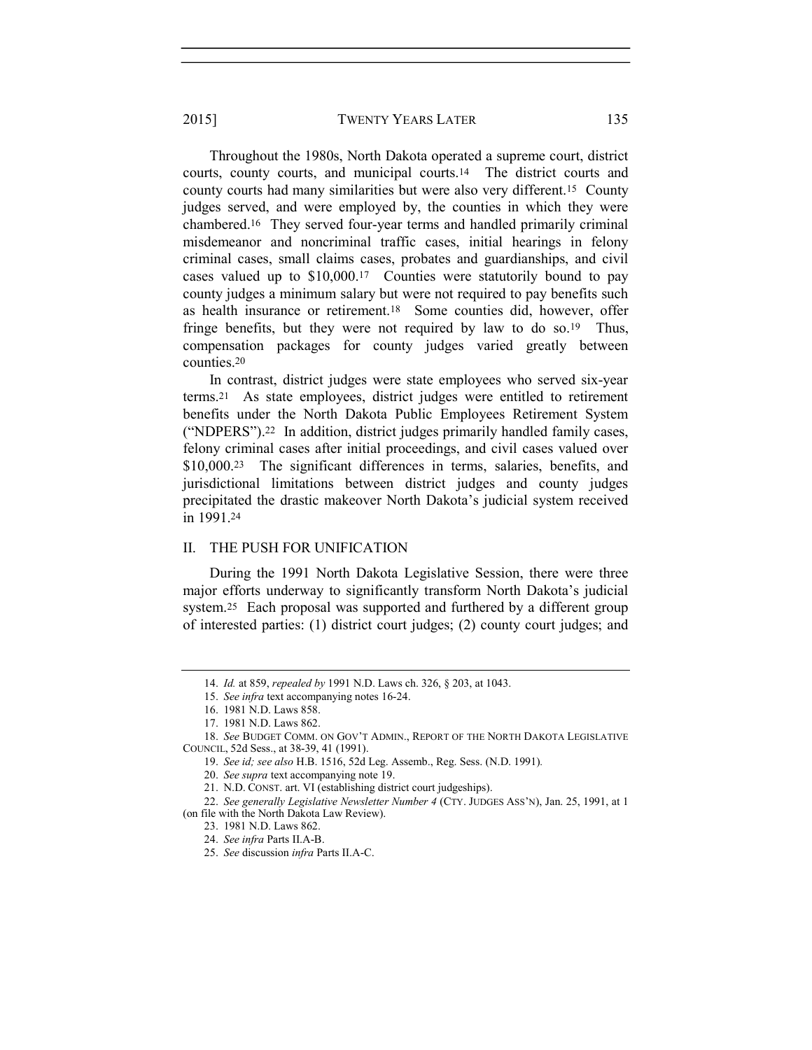Throughout the 1980s, North Dakota operated a supreme court, district courts, county courts, and municipal courts.[14] The district courts and county courts had many similarities but were also very different.[15] County judges served, and were employed by, the counties in which they were chambered.[16] They served four-year terms and handled primarily criminal misdemeanor and noncriminal traffic cases, initial hearings in felony criminal cases, small claims cases, probates and guardianships, and civil cases valued up to $10,000.[17] Counties were statutorily bound to pay county judges a minimum salary but were not required to pay benefits such as health insurance or retirement.[18] Some counties did, however, offer fringe benefits, but they were not required by law to do so.[19] Thus, compensation packages for county judges varied greatly between counties.[20]

In contrast, district judges were state employees who served six-year terms.[21] As state employees, district judges were entitled to retirement benefits under the North Dakota Public Employees Retirement System ("NDPERS").[22] In addition, district judges primarily handled family cases, felony criminal cases after initial proceedings, and civil cases valued over $10,000.[23] The significant differences in terms, salaries, benefits, and jurisdictional limitations between district judges and county judges precipitated the drastic makeover North Dakota's judicial system received in 1991.[24]

## II. THE PUSH FOR UNIFICATION

During the 1991 North Dakota Legislative Session, there were three major efforts underway to significantly transform North Dakota's judicial system.[25] Each proposal was supported and furthered by a different group of interested parties: (1) district court judges; (2) county court judges; and

---

14. *Id.* at 859, *repealed by* 1991 N.D. Laws ch. 326, § 203, at 1043.

15. *See infra* text accompanying notes 16-24.

16. 1981 N.D. Laws 858.

17. 1981 N.D. Laws 862.

18. *See* BUDGET COMM. ON GOV'T ADMIN., REPORT OF THE NORTH DAKOTA LEGISLATIVE COUNCIL, 52d Sess., at 38-39, 41 (1991).

19. *See id; see also* H.B. 1516, 52d Leg. Assemb., Reg. Sess. (N.D. 1991).

20. *See supra* text accompanying note 19.

21. N.D. CONST. art. VI (establishing district court judgeships).

22. *See generally Legislative Newsletter Number 4* (CTY. JUDGES ASS'N), Jan. 25, 1991, at 1 (on file with the North Dakota Law Review).

23. 1981 N.D. Laws 862.

24. *See infra* Parts II.A-B.

25. *See* discussion *infra* Parts II.A-C.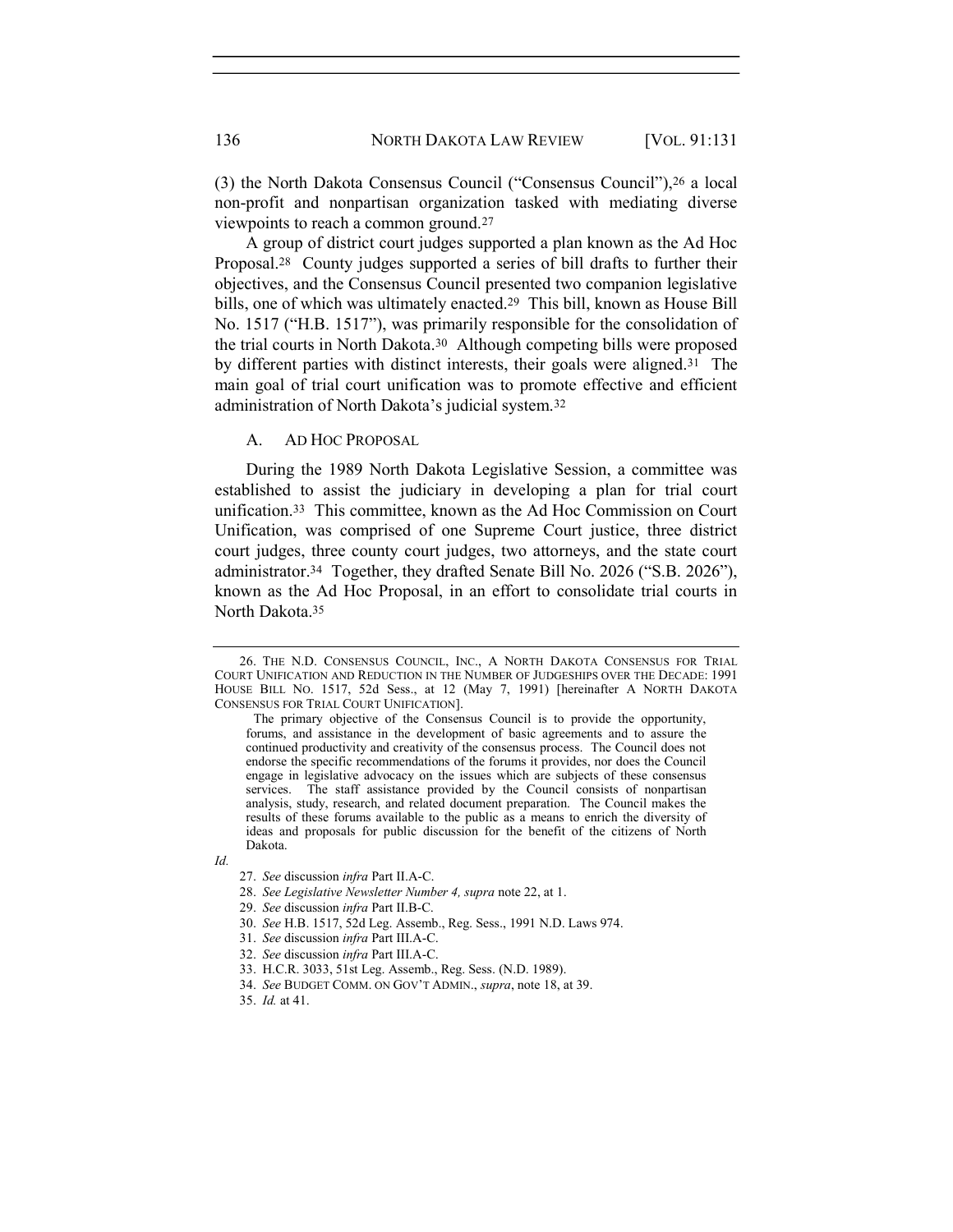(3) the North Dakota Consensus Council ("Consensus Council"),[26] a local non-profit and nonpartisan organization tasked with mediating diverse viewpoints to reach a common ground.[27]

A group of district court judges supported a plan known as the Ad Hoc Proposal.[28] County judges supported a series of bill drafts to further their objectives, and the Consensus Council presented two companion legislative bills, one of which was ultimately enacted.[29] This bill, known as House Bill No. 1517 ("H.B. 1517"), was primarily responsible for the consolidation of the trial courts in North Dakota.[30] Although competing bills were proposed by different parties with distinct interests, their goals were aligned.[31] The main goal of trial court unification was to promote effective and efficient administration of North Dakota's judicial system.[32]

### A. AD HOC PROPOSAL

During the 1989 North Dakota Legislative Session, a committee was established to assist the judiciary in developing a plan for trial court unification.[33] This committee, known as the Ad Hoc Commission on Court Unification, was comprised of one Supreme Court justice, three district court judges, three county court judges, two attorneys, and the state court administrator.[34] Together, they drafted Senate Bill No. 2026 ("S.B. 2026"), known as the Ad Hoc Proposal, in an effort to consolidate trial courts in North Dakota.[35]

---

26. THE N.D. CONSENSUS COUNCIL, INC., A NORTH DAKOTA CONSENSUS FOR TRIAL COURT UNIFICATION AND REDUCTION IN THE NUMBER OF JUDGESHIPS OVER THE DECADE: 1991 HOUSE BILL NO. 1517, 52d Sess., at 12 (May 7, 1991) [hereinafter A NORTH DAKOTA CONSENSUS FOR TRIAL COURT UNIFICATION].

> The primary objective of the Consensus Council is to provide the opportunity, forums, and assistance in the development of basic agreements and to assure the continued productivity and creativity of the consensus process. The Council does not endorse the specific recommendations of the forums it provides, nor does the Council engage in legislative advocacy on the issues which are subjects of these consensus services. The staff assistance provided by the Council consists of nonpartisan analysis, study, research, and related document preparation. The Council makes the results of these forums available to the public as a means to enrich the diversity of ideas and proposals for public discussion for the benefit of the citizens of North Dakota.

*Id.*

27. *See* discussion *infra* Part II.A-C.
28. *See Legislative Newsletter Number 4, supra* note 22, at 1.
29. *See* discussion *infra* Part II.B-C.
30. *See* H.B. 1517, 52d Leg. Assemb., Reg. Sess., 1991 N.D. Laws 974.
31. *See* discussion *infra* Part III.A-C.
32. *See* discussion *infra* Part III.A-C.
33. H.C.R. 3033, 51st Leg. Assemb., Reg. Sess. (N.D. 1989).
34. *See* BUDGET COMM. ON GOV'T ADMIN., *supra*, note 18, at 39.
35. *Id.* at 41.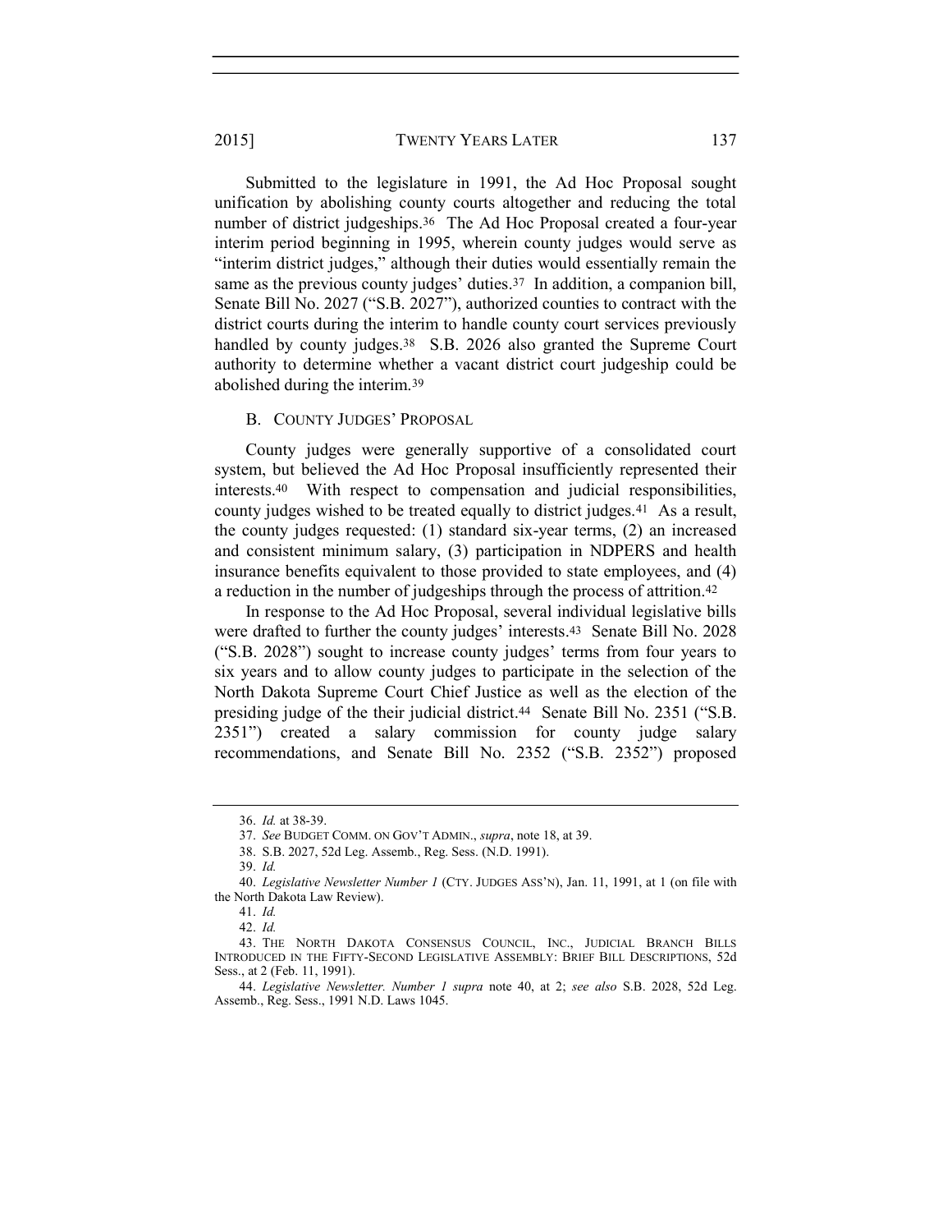Submitted to the legislature in 1991, the Ad Hoc Proposal sought unification by abolishing county courts altogether and reducing the total number of district judgeships.[36] The Ad Hoc Proposal created a four-year interim period beginning in 1995, wherein county judges would serve as "interim district judges," although their duties would essentially remain the same as the previous county judges' duties.[37] In addition, a companion bill, Senate Bill No. 2027 ("S.B. 2027"), authorized counties to contract with the district courts during the interim to handle county court services previously handled by county judges.[38] S.B. 2026 also granted the Supreme Court authority to determine whether a vacant district court judgeship could be abolished during the interim.[39]

### B. County Judges' Proposal

County judges were generally supportive of a consolidated court system, but believed the Ad Hoc Proposal insufficiently represented their interests.[40] With respect to compensation and judicial responsibilities, county judges wished to be treated equally to district judges.[41] As a result, the county judges requested: (1) standard six-year terms, (2) an increased and consistent minimum salary, (3) participation in NDPERS and health insurance benefits equivalent to those provided to state employees, and (4) a reduction in the number of judgeships through the process of attrition.[42]

In response to the Ad Hoc Proposal, several individual legislative bills were drafted to further the county judges' interests.[43] Senate Bill No. 2028 ("S.B. 2028") sought to increase county judges' terms from four years to six years and to allow county judges to participate in the selection of the North Dakota Supreme Court Chief Justice as well as the election of the presiding judge of the their judicial district.[44] Senate Bill No. 2351 ("S.B. 2351") created a salary commission for county judge salary recommendations, and Senate Bill No. 2352 ("S.B. 2352") proposed

---

36. *Id.* at 38-39.

37. *See* Budget Comm. on Gov't Admin., *supra*, note 18, at 39.

38. S.B. 2027, 52d Leg. Assemb., Reg. Sess. (N.D. 1991).

39. *Id.*

40. *Legislative Newsletter Number 1* (Cty. Judges Ass'n), Jan. 11, 1991, at 1 (on file with the North Dakota Law Review).

41. *Id.*

42. *Id.*

43. The North Dakota Consensus Council, Inc., Judicial Branch Bills Introduced in the Fifty-Second Legislative Assembly: Brief Bill Descriptions, 52d Sess., at 2 (Feb. 11, 1991).

44. *Legislative Newsletter. Number 1 supra* note 40, at 2; *see also* S.B. 2028, 52d Leg. Assemb., Reg. Sess., 1991 N.D. Laws 1045.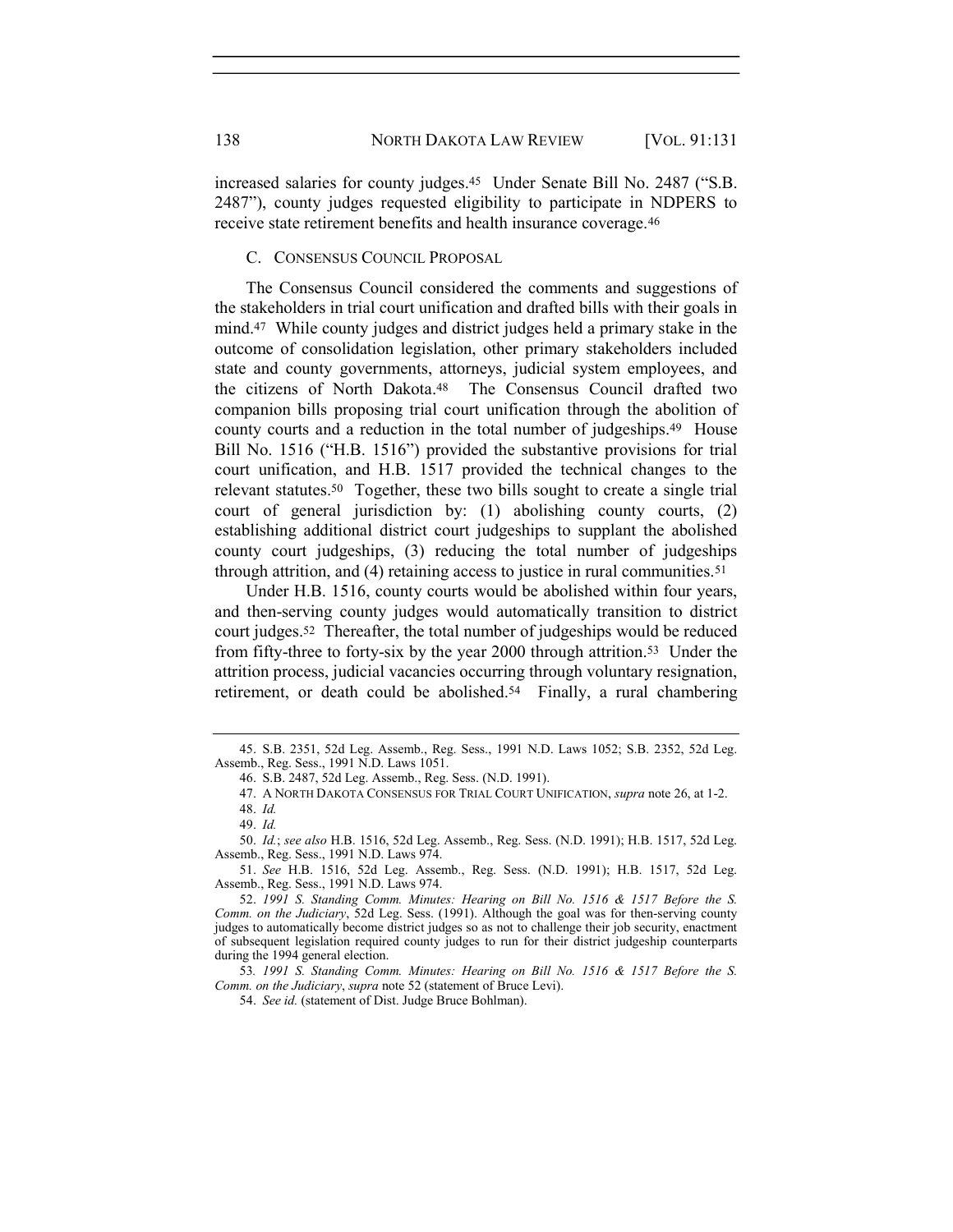increased salaries for county judges.[45] Under Senate Bill No. 2487 ("S.B. 2487"), county judges requested eligibility to participate in NDPERS to receive state retirement benefits and health insurance coverage.[46]

### C. CONSENSUS COUNCIL PROPOSAL

The Consensus Council considered the comments and suggestions of the stakeholders in trial court unification and drafted bills with their goals in mind.[47] While county judges and district judges held a primary stake in the outcome of consolidation legislation, other primary stakeholders included state and county governments, attorneys, judicial system employees, and the citizens of North Dakota.[48] The Consensus Council drafted two companion bills proposing trial court unification through the abolition of county courts and a reduction in the total number of judgeships.[49] House Bill No. 1516 ("H.B. 1516") provided the substantive provisions for trial court unification, and H.B. 1517 provided the technical changes to the relevant statutes.[50] Together, these two bills sought to create a single trial court of general jurisdiction by: (1) abolishing county courts, (2) establishing additional district court judgeships to supplant the abolished county court judgeships, (3) reducing the total number of judgeships through attrition, and (4) retaining access to justice in rural communities.[51]

Under H.B. 1516, county courts would be abolished within four years, and then-serving county judges would automatically transition to district court judges.[52] Thereafter, the total number of judgeships would be reduced from fifty-three to forty-six by the year 2000 through attrition.[53] Under the attrition process, judicial vacancies occurring through voluntary resignation, retirement, or death could be abolished.[54] Finally, a rural chambering

---

45. S.B. 2351, 52d Leg. Assemb., Reg. Sess., 1991 N.D. Laws 1052; S.B. 2352, 52d Leg. Assemb., Reg. Sess., 1991 N.D. Laws 1051.

46. S.B. 2487, 52d Leg. Assemb., Reg. Sess. (N.D. 1991).

47. A NORTH DAKOTA CONSENSUS FOR TRIAL COURT UNIFICATION, *supra* note 26, at 1-2.

48. *Id.*

49. *Id.*

50. *Id.*; *see also* H.B. 1516, 52d Leg. Assemb., Reg. Sess. (N.D. 1991); H.B. 1517, 52d Leg. Assemb., Reg. Sess., 1991 N.D. Laws 974.

51. *See* H.B. 1516, 52d Leg. Assemb., Reg. Sess. (N.D. 1991); H.B. 1517, 52d Leg. Assemb., Reg. Sess., 1991 N.D. Laws 974.

52. *1991 S. Standing Comm. Minutes: Hearing on Bill No. 1516 & 1517 Before the S. Comm. on the Judiciary*, 52d Leg. Sess. (1991). Although the goal was for then-serving county judges to automatically become district judges so as not to challenge their job security, enactment of subsequent legislation required county judges to run for their district judgeship counterparts during the 1994 general election.

53. *1991 S. Standing Comm. Minutes: Hearing on Bill No. 1516 & 1517 Before the S. Comm. on the Judiciary*, *supra* note 52 (statement of Bruce Levi).

54. *See id.* (statement of Dist. Judge Bruce Bohlman).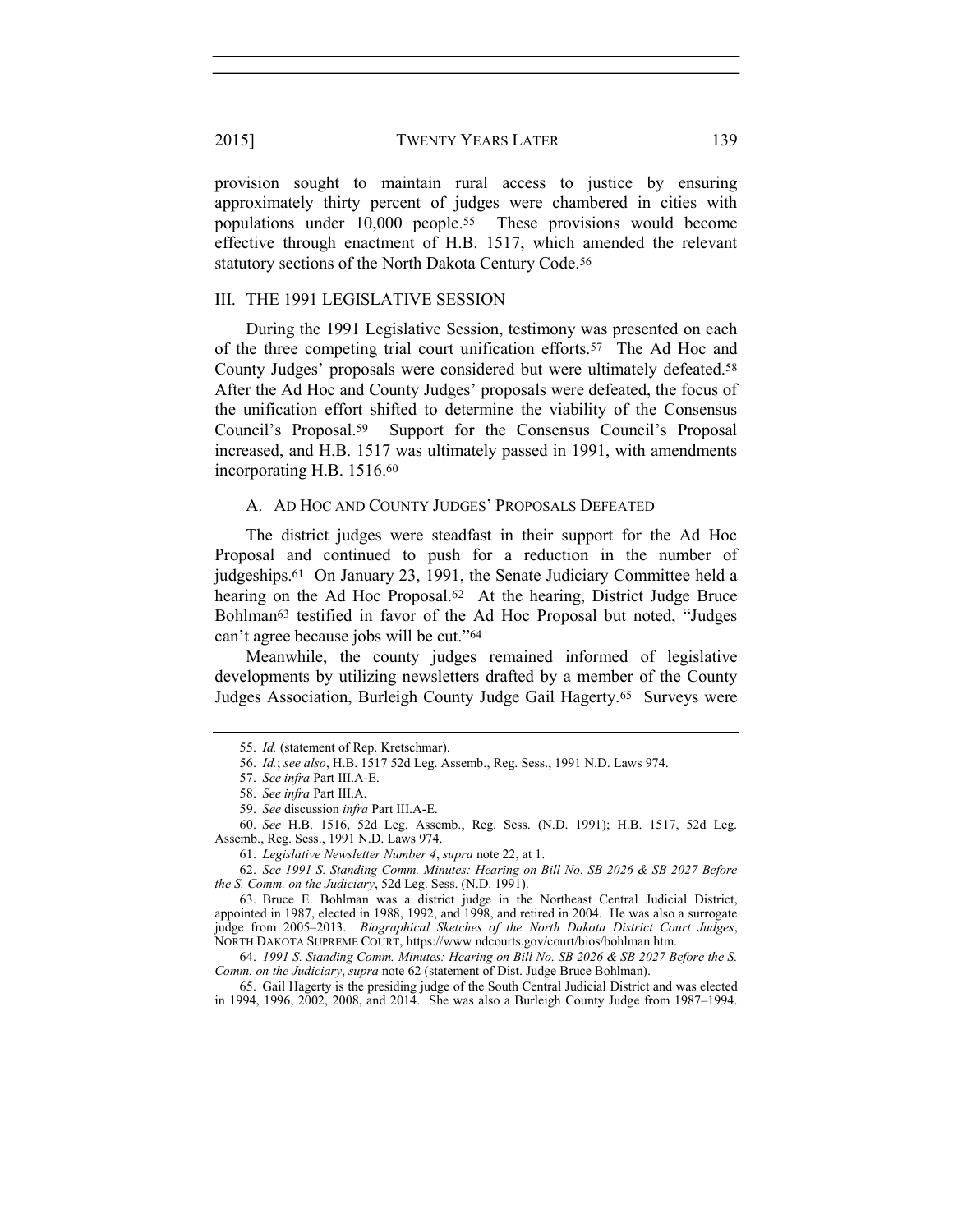provision sought to maintain rural access to justice by ensuring approximately thirty percent of judges were chambered in cities with populations under 10,000 people.[55] These provisions would become effective through enactment of H.B. 1517, which amended the relevant statutory sections of the North Dakota Century Code.[56]

## III. THE 1991 LEGISLATIVE SESSION

During the 1991 Legislative Session, testimony was presented on each of the three competing trial court unification efforts.[57] The Ad Hoc and County Judges' proposals were considered but were ultimately defeated.[58] After the Ad Hoc and County Judges' proposals were defeated, the focus of the unification effort shifted to determine the viability of the Consensus Council's Proposal.[59] Support for the Consensus Council's Proposal increased, and H.B. 1517 was ultimately passed in 1991, with amendments incorporating H.B. 1516.[60]

### A. AD HOC AND COUNTY JUDGES' PROPOSALS DEFEATED

The district judges were steadfast in their support for the Ad Hoc Proposal and continued to push for a reduction in the number of judgeships.[61] On January 23, 1991, the Senate Judiciary Committee held a hearing on the Ad Hoc Proposal.[62] At the hearing, District Judge Bruce Bohlman[63] testified in favor of the Ad Hoc Proposal but noted, "Judges can't agree because jobs will be cut."[64]

Meanwhile, the county judges remained informed of legislative developments by utilizing newsletters drafted by a member of the County Judges Association, Burleigh County Judge Gail Hagerty.[65] Surveys were

---

55. *Id.* (statement of Rep. Kretschmar).

56. *Id.*; *see also*, H.B. 1517 52d Leg. Assemb., Reg. Sess., 1991 N.D. Laws 974.

57. *See infra* Part III.A-E.

58. *See infra* Part III.A.

59. *See* discussion *infra* Part III.A-E.

60. *See* H.B. 1516, 52d Leg. Assemb., Reg. Sess. (N.D. 1991); H.B. 1517, 52d Leg. Assemb., Reg. Sess., 1991 N.D. Laws 974.

61. *Legislative Newsletter Number 4*, *supra* note 22, at 1.

62. *See 1991 S. Standing Comm. Minutes: Hearing on Bill No. SB 2026 & SB 2027 Before the S. Comm. on the Judiciary*, 52d Leg. Sess. (N.D. 1991).

63. Bruce E. Bohlman was a district judge in the Northeast Central Judicial District, appointed in 1987, elected in 1988, 1992, and 1998, and retired in 2004. He was also a surrogate judge from 2005–2013. *Biographical Sketches of the North Dakota District Court Judges*, NORTH DAKOTA SUPREME COURT, https://www ndcourts.gov/court/bios/bohlman htm.

64. *1991 S. Standing Comm. Minutes: Hearing on Bill No. SB 2026 & SB 2027 Before the S. Comm. on the Judiciary*, *supra* note 62 (statement of Dist. Judge Bruce Bohlman).

65. Gail Hagerty is the presiding judge of the South Central Judicial District and was elected in 1994, 1996, 2002, 2008, and 2014. She was also a Burleigh County Judge from 1987–1994.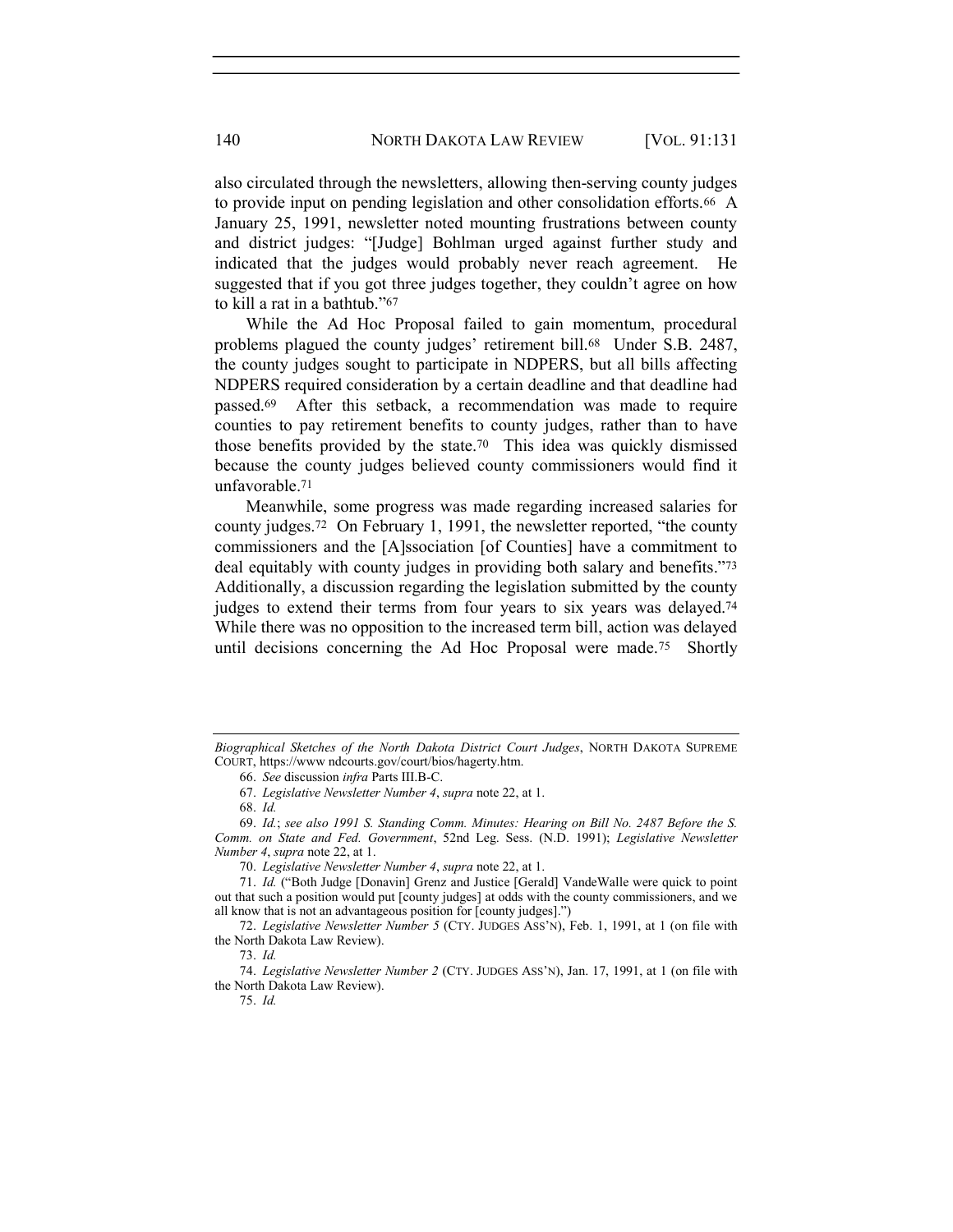also circulated through the newsletters, allowing then-serving county judges to provide input on pending legislation and other consolidation efforts.[66] A January 25, 1991, newsletter noted mounting frustrations between county and district judges: "[Judge] Bohlman urged against further study and indicated that the judges would probably never reach agreement. He suggested that if you got three judges together, they couldn't agree on how to kill a rat in a bathtub."[67]

While the Ad Hoc Proposal failed to gain momentum, procedural problems plagued the county judges' retirement bill.[68] Under S.B. 2487, the county judges sought to participate in NDPERS, but all bills affecting NDPERS required consideration by a certain deadline and that deadline had passed.[69] After this setback, a recommendation was made to require counties to pay retirement benefits to county judges, rather than to have those benefits provided by the state.[70] This idea was quickly dismissed because the county judges believed county commissioners would find it unfavorable.[71]

Meanwhile, some progress was made regarding increased salaries for county judges.[72] On February 1, 1991, the newsletter reported, "the county commissioners and the [A]ssociation [of Counties] have a commitment to deal equitably with county judges in providing both salary and benefits."[73] Additionally, a discussion regarding the legislation submitted by the county judges to extend their terms from four years to six years was delayed.[74] While there was no opposition to the increased term bill, action was delayed until decisions concerning the Ad Hoc Proposal were made.[75] Shortly

---

*Biographical Sketches of the North Dakota District Court Judges*, NORTH DAKOTA SUPREME COURT, https://www ndcourts.gov/court/bios/hagerty.htm.

66. *See* discussion *infra* Parts III.B-C.

67. *Legislative Newsletter Number 4*, *supra* note 22, at 1.

68. *Id.*

69. *Id.*; *see also 1991 S. Standing Comm. Minutes: Hearing on Bill No. 2487 Before the S. Comm. on State and Fed. Government*, 52nd Leg. Sess. (N.D. 1991); *Legislative Newsletter Number 4*, *supra* note 22, at 1.

70. *Legislative Newsletter Number 4*, *supra* note 22, at 1.

71. *Id.* ("Both Judge [Donavin] Grenz and Justice [Gerald] VandeWalle were quick to point out that such a position would put [county judges] at odds with the county commissioners, and we all know that is not an advantageous position for [county judges].")

72. *Legislative Newsletter Number 5* (CTY. JUDGES ASS'N), Feb. 1, 1991, at 1 (on file with the North Dakota Law Review).

73. *Id.*

74. *Legislative Newsletter Number 2* (CTY. JUDGES ASS'N), Jan. 17, 1991, at 1 (on file with the North Dakota Law Review).

75. *Id.*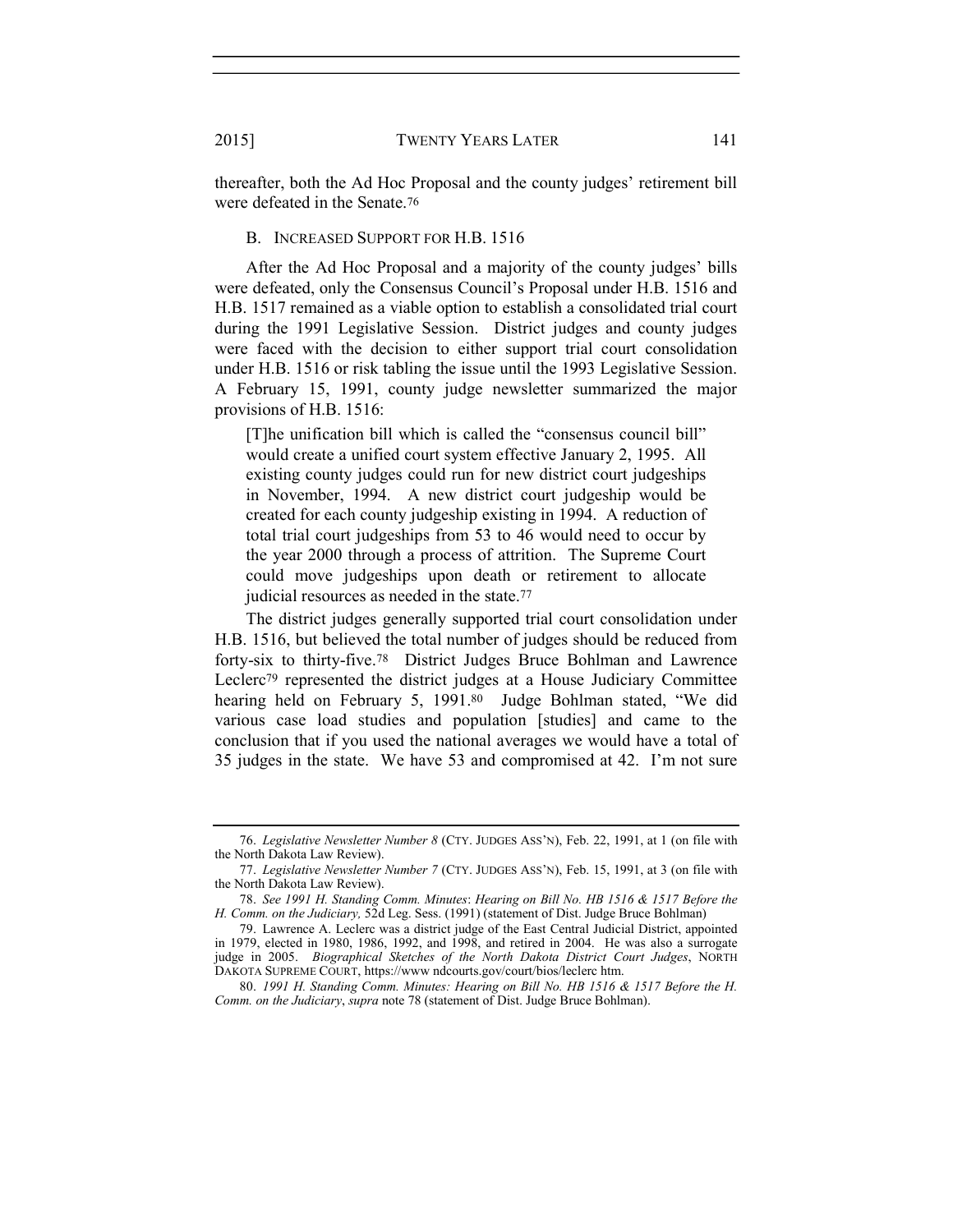thereafter, both the Ad Hoc Proposal and the county judges' retirement bill were defeated in the Senate.[76]

### B. INCREASED SUPPORT FOR H.B. 1516

After the Ad Hoc Proposal and a majority of the county judges' bills were defeated, only the Consensus Council's Proposal under H.B. 1516 and H.B. 1517 remained as a viable option to establish a consolidated trial court during the 1991 Legislative Session. District judges and county judges were faced with the decision to either support trial court consolidation under H.B. 1516 or risk tabling the issue until the 1993 Legislative Session. A February 15, 1991, county judge newsletter summarized the major provisions of H.B. 1516:

> [T]he unification bill which is called the "consensus council bill" would create a unified court system effective January 2, 1995. All existing county judges could run for new district court judgeships in November, 1994. A new district court judgeship would be created for each county judgeship existing in 1994. A reduction of total trial court judgeships from 53 to 46 would need to occur by the year 2000 through a process of attrition. The Supreme Court could move judgeships upon death or retirement to allocate judicial resources as needed in the state.[77]

The district judges generally supported trial court consolidation under H.B. 1516, but believed the total number of judges should be reduced from forty-six to thirty-five.[78] District Judges Bruce Bohlman and Lawrence Leclerc[79] represented the district judges at a House Judiciary Committee hearing held on February 5, 1991.[80] Judge Bohlman stated, "We did various case load studies and population [studies] and came to the conclusion that if you used the national averages we would have a total of 35 judges in the state. We have 53 and compromised at 42. I'm not sure

---

76. *Legislative Newsletter Number 8* (CTY. JUDGES ASS'N), Feb. 22, 1991, at 1 (on file with the North Dakota Law Review).

77. *Legislative Newsletter Number 7* (CTY. JUDGES ASS'N), Feb. 15, 1991, at 3 (on file with the North Dakota Law Review).

78. *See 1991 H. Standing Comm. Minutes*: *Hearing on Bill No. HB 1516 & 1517 Before the H. Comm. on the Judiciary,* 52d Leg. Sess. (1991) (statement of Dist. Judge Bruce Bohlman)

79. Lawrence A. Leclerc was a district judge of the East Central Judicial District, appointed in 1979, elected in 1980, 1986, 1992, and 1998, and retired in 2004. He was also a surrogate judge in 2005. *Biographical Sketches of the North Dakota District Court Judges*, NORTH DAKOTA SUPREME COURT, https://www ndcourts.gov/court/bios/leclerc htm.

80. *1991 H. Standing Comm. Minutes: Hearing on Bill No. HB 1516 & 1517 Before the H. Comm. on the Judiciary*, *supra* note 78 (statement of Dist. Judge Bruce Bohlman).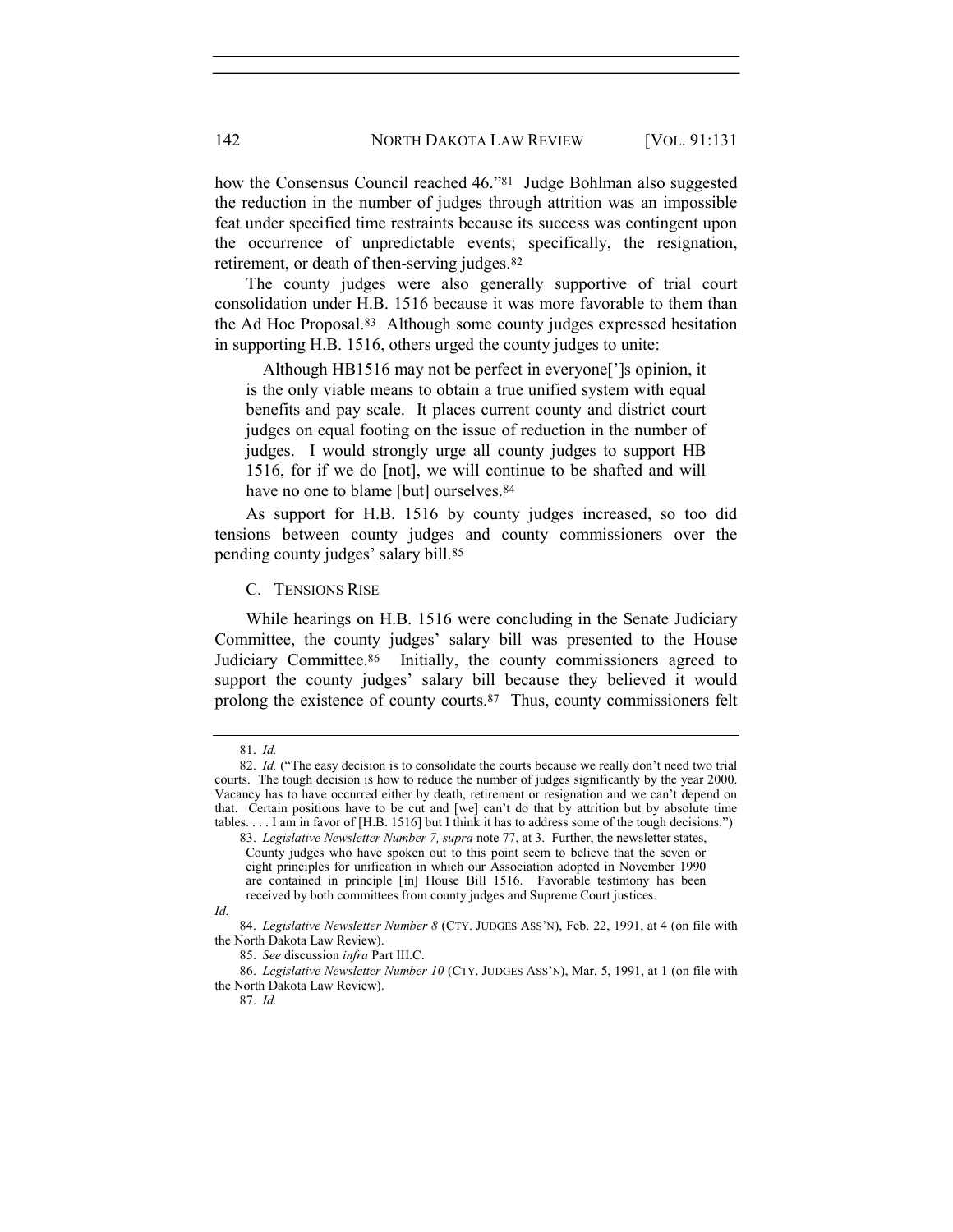how the Consensus Council reached 46."[81] Judge Bohlman also suggested the reduction in the number of judges through attrition was an impossible feat under specified time restraints because its success was contingent upon the occurrence of unpredictable events; specifically, the resignation, retirement, or death of then-serving judges.[82]

The county judges were also generally supportive of trial court consolidation under H.B. 1516 because it was more favorable to them than the Ad Hoc Proposal.[83] Although some county judges expressed hesitation in supporting H.B. 1516, others urged the county judges to unite:

> Although HB1516 may not be perfect in everyone[']s opinion, it is the only viable means to obtain a true unified system with equal benefits and pay scale. It places current county and district court judges on equal footing on the issue of reduction in the number of judges. I would strongly urge all county judges to support HB 1516, for if we do [not], we will continue to be shafted and will have no one to blame [but] ourselves.[84]

As support for H.B. 1516 by county judges increased, so too did tensions between county judges and county commissioners over the pending county judges' salary bill.[85]

### C. TENSIONS RISE

While hearings on H.B. 1516 were concluding in the Senate Judiciary Committee, the county judges' salary bill was presented to the House Judiciary Committee.[86] Initially, the county commissioners agreed to support the county judges' salary bill because they believed it would prolong the existence of county courts.[87] Thus, county commissioners felt

---

81. *Id.*

82. *Id.* ("The easy decision is to consolidate the courts because we really don't need two trial courts. The tough decision is how to reduce the number of judges significantly by the year 2000. Vacancy has to have occurred either by death, retirement or resignation and we can't depend on that. Certain positions have to be cut and [we] can't do that by attrition but by absolute time tables. . . . I am in favor of [H.B. 1516] but I think it has to address some of the tough decisions.")

83. *Legislative Newsletter Number 7, supra* note 77, at 3. Further, the newsletter states,

> County judges who have spoken out to this point seem to believe that the seven or eight principles for unification in which our Association adopted in November 1990 are contained in principle [in] House Bill 1516. Favorable testimony has been received by both committees from county judges and Supreme Court justices.

*Id.*

84. *Legislative Newsletter Number 8* (CTY. JUDGES ASS'N), Feb. 22, 1991, at 4 (on file with the North Dakota Law Review).

85. *See* discussion *infra* Part III.C.

86. *Legislative Newsletter Number 10* (CTY. JUDGES ASS'N), Mar. 5, 1991, at 1 (on file with the North Dakota Law Review).

87. *Id.*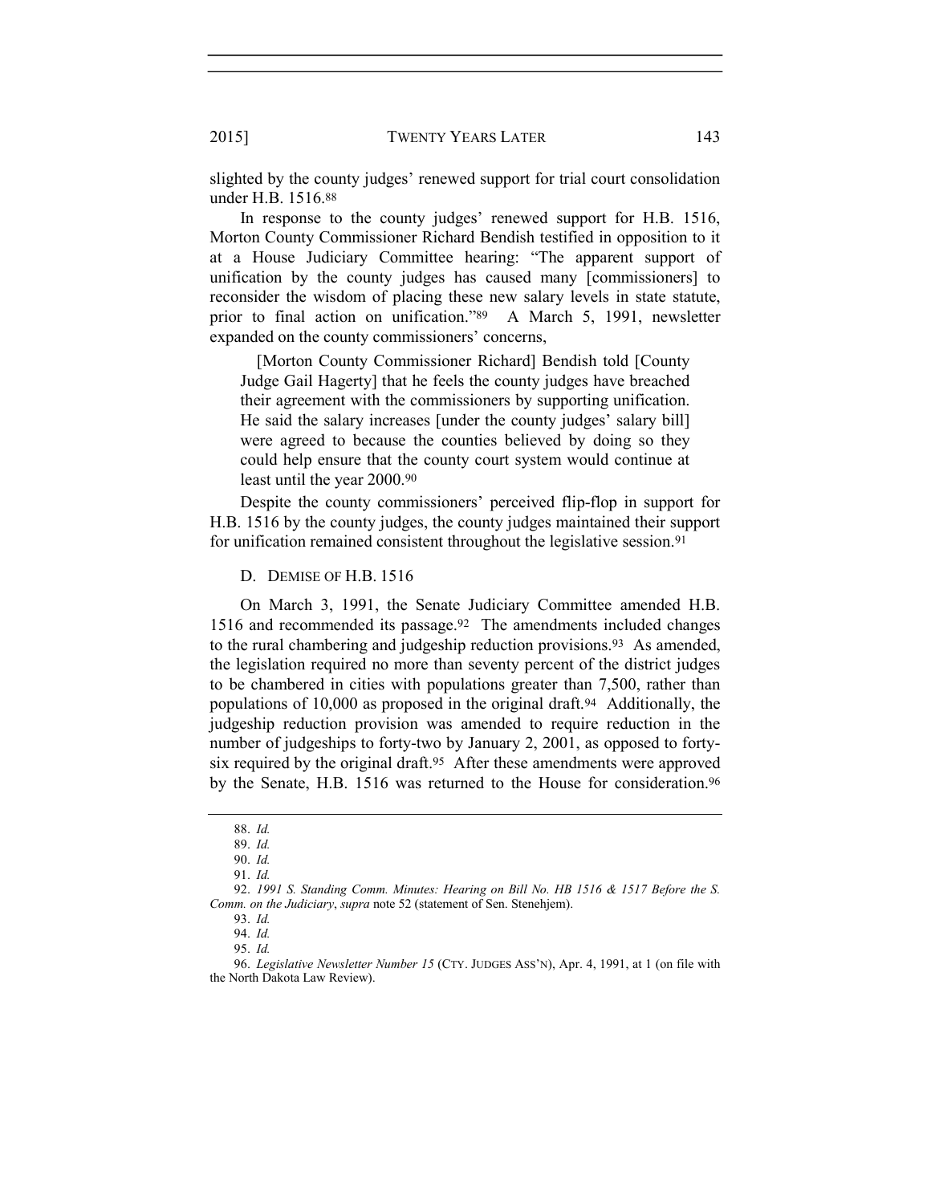slighted by the county judges' renewed support for trial court consolidation under H.B. 1516.[88]

In response to the county judges' renewed support for H.B. 1516, Morton County Commissioner Richard Bendish testified in opposition to it at a House Judiciary Committee hearing: "The apparent support of unification by the county judges has caused many [commissioners] to reconsider the wisdom of placing these new salary levels in state statute, prior to final action on unification."[89] A March 5, 1991, newsletter expanded on the county commissioners' concerns,

> [Morton County Commissioner Richard] Bendish told [County Judge Gail Hagerty] that he feels the county judges have breached their agreement with the commissioners by supporting unification. He said the salary increases [under the county judges' salary bill] were agreed to because the counties believed by doing so they could help ensure that the county court system would continue at least until the year 2000.[90]

Despite the county commissioners' perceived flip-flop in support for H.B. 1516 by the county judges, the county judges maintained their support for unification remained consistent throughout the legislative session.[91]

### D. DEMISE OF H.B. 1516

On March 3, 1991, the Senate Judiciary Committee amended H.B. 1516 and recommended its passage.[92] The amendments included changes to the rural chambering and judgeship reduction provisions.[93] As amended, the legislation required no more than seventy percent of the district judges to be chambered in cities with populations greater than 7,500, rather than populations of 10,000 as proposed in the original draft.[94] Additionally, the judgeship reduction provision was amended to require reduction in the number of judgeships to forty-two by January 2, 2001, as opposed to forty-six required by the original draft.[95] After these amendments were approved by the Senate, H.B. 1516 was returned to the House for consideration.[96]

---

88. *Id.*

89. *Id.*

90. *Id.*

91. *Id.*

92. *1991 S. Standing Comm. Minutes: Hearing on Bill No. HB 1516 & 1517 Before the S. Comm. on the Judiciary*, *supra* note 52 (statement of Sen. Stenehjem).

93. *Id.*

94. *Id.*

95. *Id.*

96. *Legislative Newsletter Number 15* (CTY. JUDGES ASS'N), Apr. 4, 1991, at 1 (on file with the North Dakota Law Review).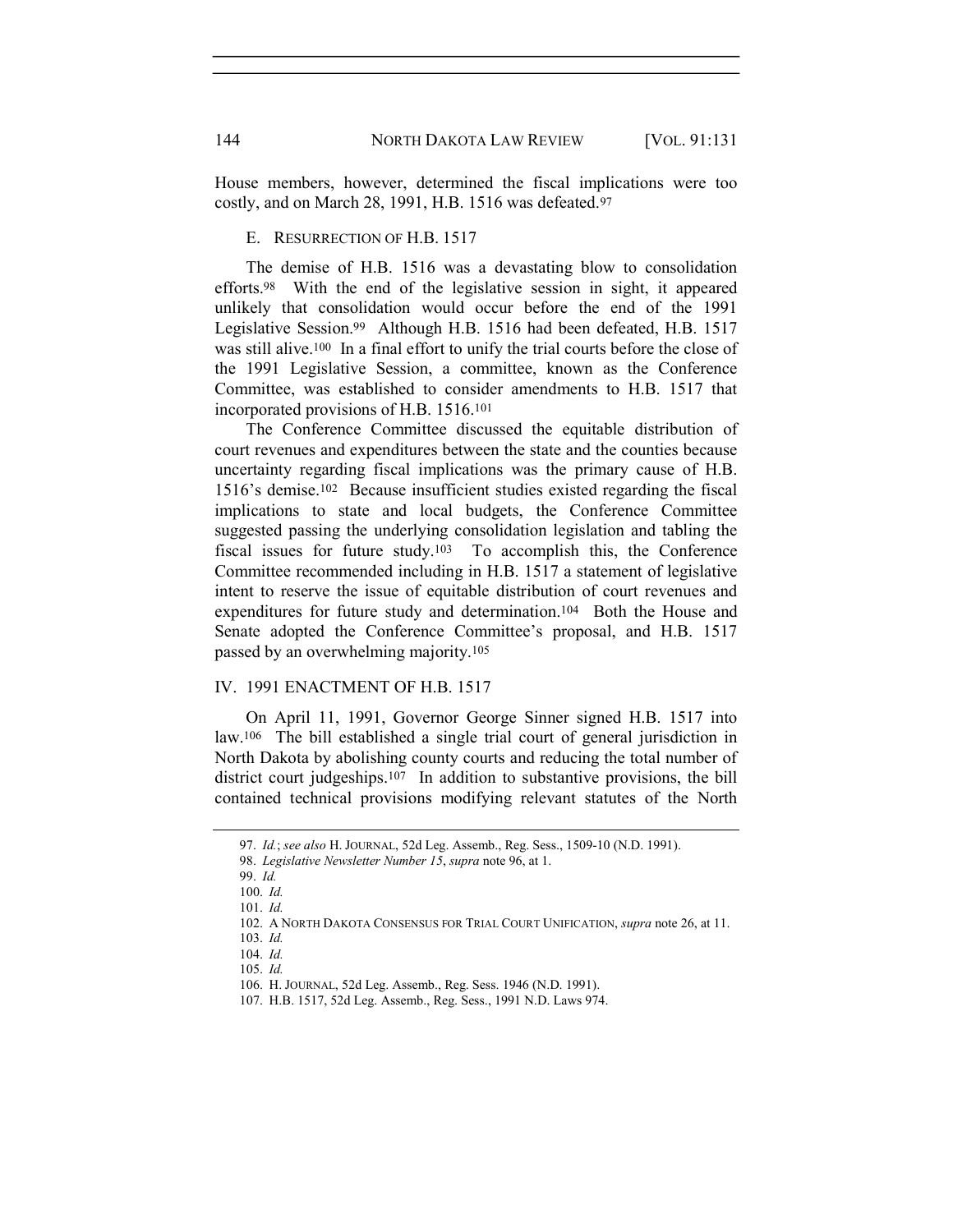House members, however, determined the fiscal implications were too costly, and on March 28, 1991, H.B. 1516 was defeated.[97]

### E. RESURRECTION OF H.B. 1517

The demise of H.B. 1516 was a devastating blow to consolidation efforts.[98] With the end of the legislative session in sight, it appeared unlikely that consolidation would occur before the end of the 1991 Legislative Session.[99] Although H.B. 1516 had been defeated, H.B. 1517 was still alive.[100] In a final effort to unify the trial courts before the close of the 1991 Legislative Session, a committee, known as the Conference Committee, was established to consider amendments to H.B. 1517 that incorporated provisions of H.B. 1516.[101]

The Conference Committee discussed the equitable distribution of court revenues and expenditures between the state and the counties because uncertainty regarding fiscal implications was the primary cause of H.B. 1516's demise.[102] Because insufficient studies existed regarding the fiscal implications to state and local budgets, the Conference Committee suggested passing the underlying consolidation legislation and tabling the fiscal issues for future study.[103] To accomplish this, the Conference Committee recommended including in H.B. 1517 a statement of legislative intent to reserve the issue of equitable distribution of court revenues and expenditures for future study and determination.[104] Both the House and Senate adopted the Conference Committee's proposal, and H.B. 1517 passed by an overwhelming majority.[105]

## IV. 1991 ENACTMENT OF H.B. 1517

On April 11, 1991, Governor George Sinner signed H.B. 1517 into law.[106] The bill established a single trial court of general jurisdiction in North Dakota by abolishing county courts and reducing the total number of district court judgeships.[107] In addition to substantive provisions, the bill contained technical provisions modifying relevant statutes of the North

---

97. *Id.*; *see also* H. JOURNAL, 52d Leg. Assemb., Reg. Sess., 1509-10 (N.D. 1991).

98. *Legislative Newsletter Number 15*, *supra* note 96, at 1.

99. *Id.*

100. *Id.*

101. *Id.*

102. A NORTH DAKOTA CONSENSUS FOR TRIAL COURT UNIFICATION, *supra* note 26, at 11.

103. *Id.*

104. *Id.*

105. *Id.*

106. H. JOURNAL, 52d Leg. Assemb., Reg. Sess. 1946 (N.D. 1991).

107. H.B. 1517, 52d Leg. Assemb., Reg. Sess., 1991 N.D. Laws 974.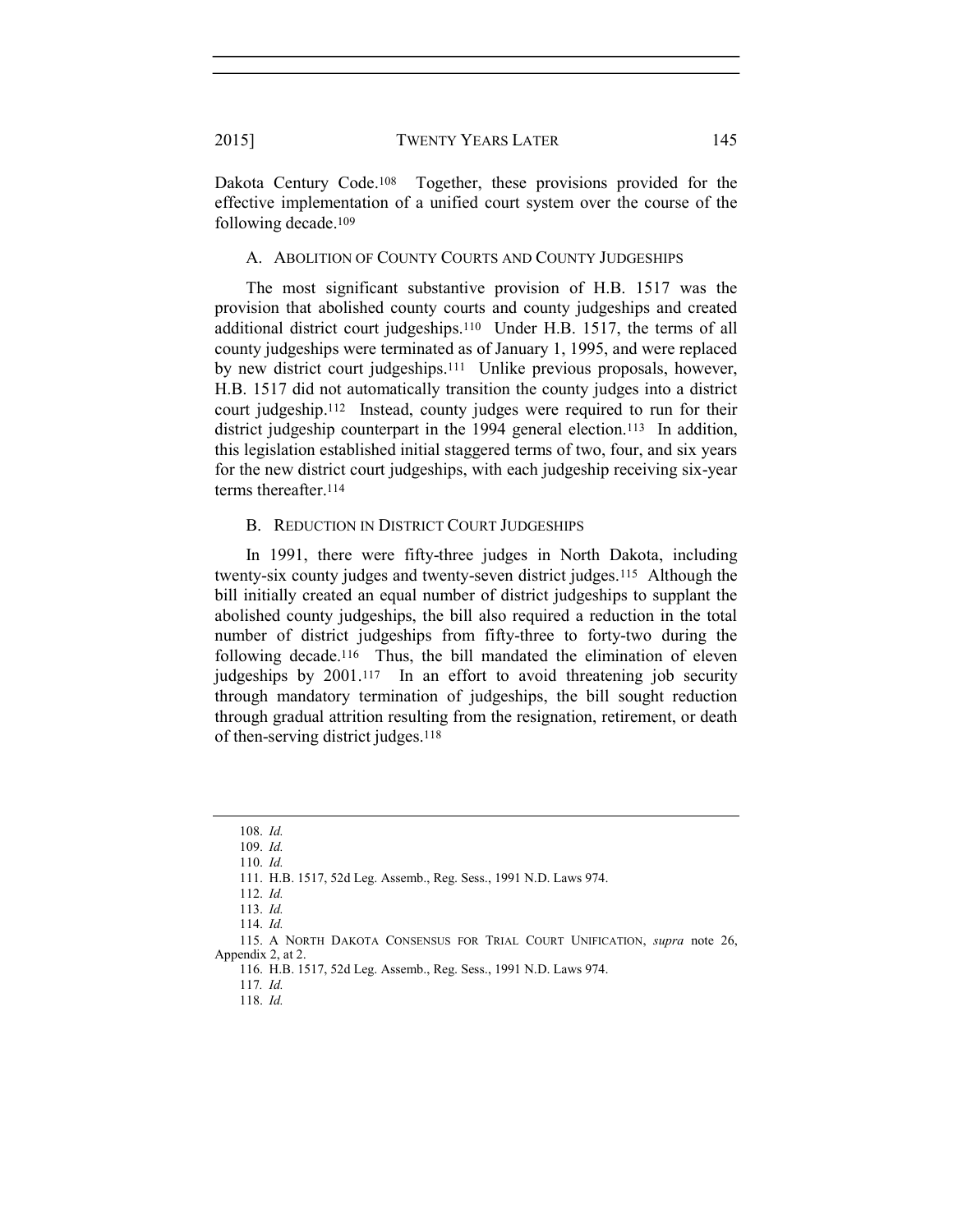Dakota Century Code.[108] Together, these provisions provided for the effective implementation of a unified court system over the course of the following decade.[109]

### A. Abolition of County Courts and County Judgeships

The most significant substantive provision of H.B. 1517 was the provision that abolished county courts and county judgeships and created additional district court judgeships.[110] Under H.B. 1517, the terms of all county judgeships were terminated as of January 1, 1995, and were replaced by new district court judgeships.[111] Unlike previous proposals, however, H.B. 1517 did not automatically transition the county judges into a district court judgeship.[112] Instead, county judges were required to run for their district judgeship counterpart in the 1994 general election.[113] In addition, this legislation established initial staggered terms of two, four, and six years for the new district court judgeships, with each judgeship receiving six-year terms thereafter.[114]

### B. Reduction in District Court Judgeships

In 1991, there were fifty-three judges in North Dakota, including twenty-six county judges and twenty-seven district judges.[115] Although the bill initially created an equal number of district judgeships to supplant the abolished county judgeships, the bill also required a reduction in the total number of district judgeships from fifty-three to forty-two during the following decade.[116] Thus, the bill mandated the elimination of eleven judgeships by 2001.[117] In an effort to avoid threatening job security through mandatory termination of judgeships, the bill sought reduction through gradual attrition resulting from the resignation, retirement, or death of then-serving district judges.[118]

---

108. *Id.*

109. *Id.*

110. *Id.*

111. H.B. 1517, 52d Leg. Assemb., Reg. Sess., 1991 N.D. Laws 974.

112. *Id.*

113. *Id.*

114. *Id.*

115. A North Dakota Consensus for Trial Court Unification, *supra* note 26, Appendix 2, at 2.

116. H.B. 1517, 52d Leg. Assemb., Reg. Sess., 1991 N.D. Laws 974.

117. *Id.*

118. *Id.*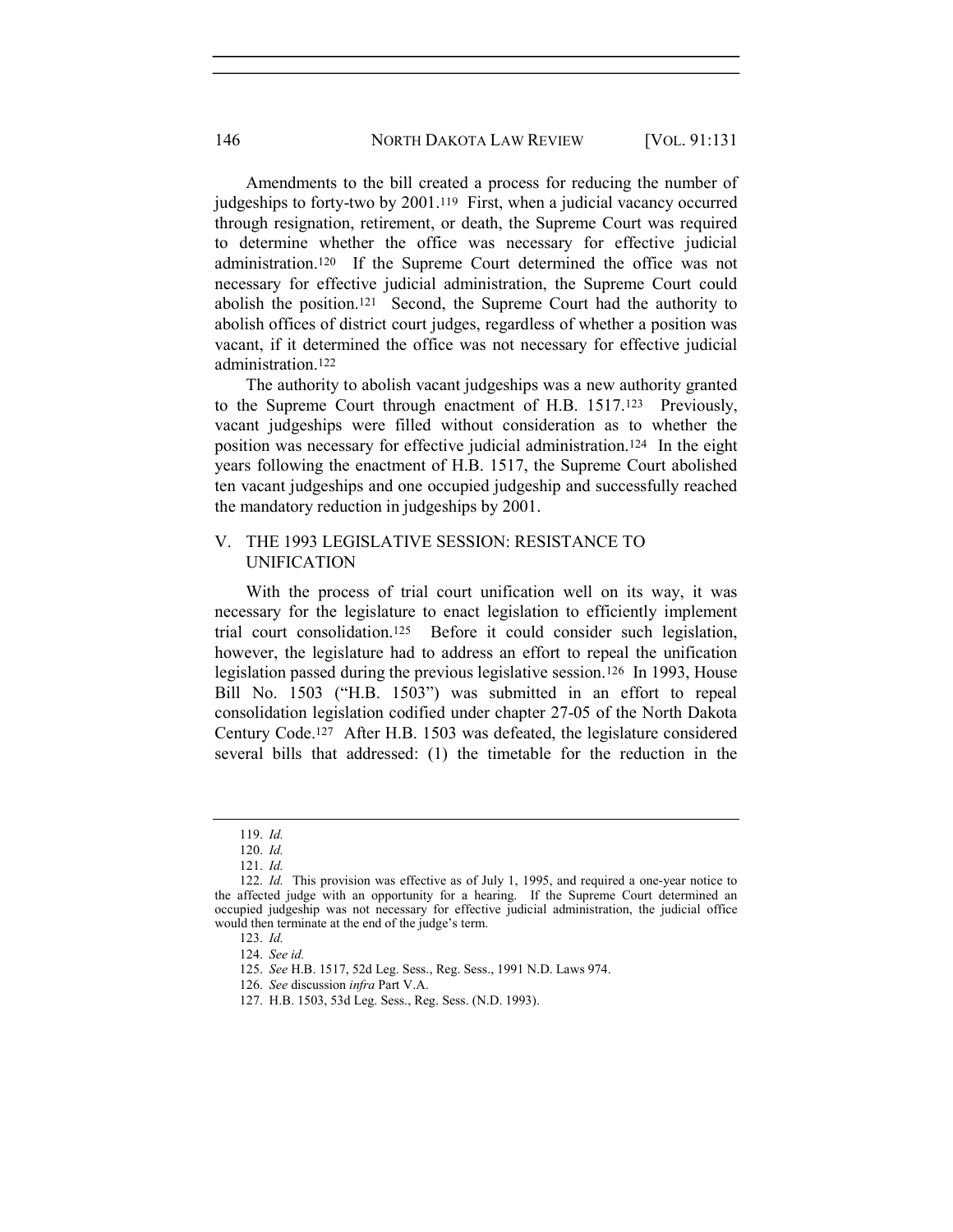Amendments to the bill created a process for reducing the number of judgeships to forty-two by 2001.[119] First, when a judicial vacancy occurred through resignation, retirement, or death, the Supreme Court was required to determine whether the office was necessary for effective judicial administration.[120] If the Supreme Court determined the office was not necessary for effective judicial administration, the Supreme Court could abolish the position.[121] Second, the Supreme Court had the authority to abolish offices of district court judges, regardless of whether a position was vacant, if it determined the office was not necessary for effective judicial administration.[122]

The authority to abolish vacant judgeships was a new authority granted to the Supreme Court through enactment of H.B. 1517.[123] Previously, vacant judgeships were filled without consideration as to whether the position was necessary for effective judicial administration.[124] In the eight years following the enactment of H.B. 1517, the Supreme Court abolished ten vacant judgeships and one occupied judgeship and successfully reached the mandatory reduction in judgeships by 2001.

## V. THE 1993 LEGISLATIVE SESSION: RESISTANCE TO UNIFICATION

With the process of trial court unification well on its way, it was necessary for the legislature to enact legislation to efficiently implement trial court consolidation.[125] Before it could consider such legislation, however, the legislature had to address an effort to repeal the unification legislation passed during the previous legislative session.[126] In 1993, House Bill No. 1503 ("H.B. 1503") was submitted in an effort to repeal consolidation legislation codified under chapter 27-05 of the North Dakota Century Code.[127] After H.B. 1503 was defeated, the legislature considered several bills that addressed: (1) the timetable for the reduction in the

---

119. *Id.*

120. *Id.*

121. *Id.*

122. *Id.* This provision was effective as of July 1, 1995, and required a one-year notice to the affected judge with an opportunity for a hearing. If the Supreme Court determined an occupied judgeship was not necessary for effective judicial administration, the judicial office would then terminate at the end of the judge's term.

123. *Id.*

124. *See id.*

125. *See* H.B. 1517, 52d Leg. Sess., Reg. Sess., 1991 N.D. Laws 974.

126. *See* discussion *infra* Part V.A.

127. H.B. 1503, 53d Leg. Sess., Reg. Sess. (N.D. 1993).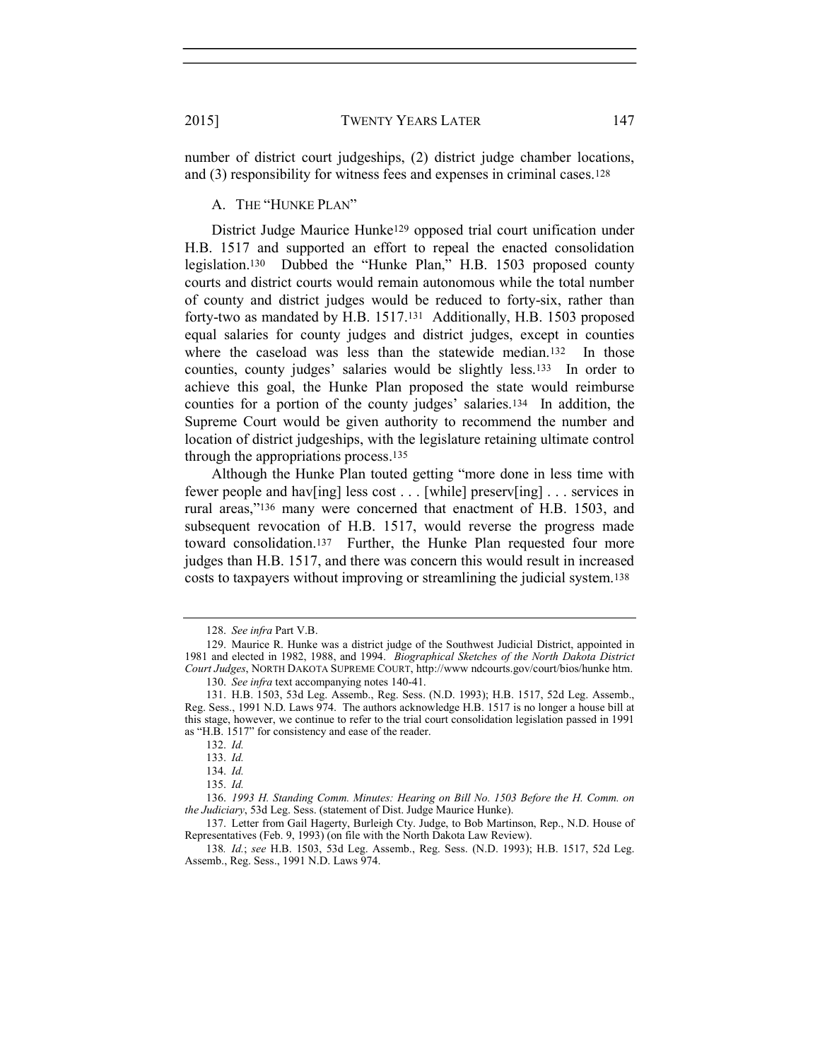number of district court judgeships, (2) district judge chamber locations, and (3) responsibility for witness fees and expenses in criminal cases.[128]

### A. THE "HUNKE PLAN"

District Judge Maurice Hunke[129] opposed trial court unification under H.B. 1517 and supported an effort to repeal the enacted consolidation legislation.[130] Dubbed the "Hunke Plan," H.B. 1503 proposed county courts and district courts would remain autonomous while the total number of county and district judges would be reduced to forty-six, rather than forty-two as mandated by H.B. 1517.[131] Additionally, H.B. 1503 proposed equal salaries for county judges and district judges, except in counties where the caseload was less than the statewide median.[132] In those counties, county judges' salaries would be slightly less.[133] In order to achieve this goal, the Hunke Plan proposed the state would reimburse counties for a portion of the county judges' salaries.[134] In addition, the Supreme Court would be given authority to recommend the number and location of district judgeships, with the legislature retaining ultimate control through the appropriations process.[135]

Although the Hunke Plan touted getting "more done in less time with fewer people and hav[ing] less cost . . . [while] preserv[ing] . . . services in rural areas,"[136] many were concerned that enactment of H.B. 1503, and subsequent revocation of H.B. 1517, would reverse the progress made toward consolidation.[137] Further, the Hunke Plan requested four more judges than H.B. 1517, and there was concern this would result in increased costs to taxpayers without improving or streamlining the judicial system.[138]

---

128. *See infra* Part V.B.

129. Maurice R. Hunke was a district judge of the Southwest Judicial District, appointed in 1981 and elected in 1982, 1988, and 1994. *Biographical Sketches of the North Dakota District Court Judges*, NORTH DAKOTA SUPREME COURT, http://www ndcourts.gov/court/bios/hunke htm.

130. *See infra* text accompanying notes 140-41.

131. H.B. 1503, 53d Leg. Assemb., Reg. Sess. (N.D. 1993); H.B. 1517, 52d Leg. Assemb., Reg. Sess., 1991 N.D. Laws 974. The authors acknowledge H.B. 1517 is no longer a house bill at this stage, however, we continue to refer to the trial court consolidation legislation passed in 1991 as "H.B. 1517" for consistency and ease of the reader.

132. *Id.*

133. *Id.*

134. *Id.*

135. *Id.*

136. *1993 H. Standing Comm. Minutes: Hearing on Bill No. 1503 Before the H. Comm. on the Judiciary*, 53d Leg. Sess. (statement of Dist. Judge Maurice Hunke).

137. Letter from Gail Hagerty, Burleigh Cty. Judge, to Bob Martinson, Rep., N.D. House of Representatives (Feb. 9, 1993) (on file with the North Dakota Law Review).

138. *Id.*; *see* H.B. 1503, 53d Leg. Assemb., Reg. Sess. (N.D. 1993); H.B. 1517, 52d Leg. Assemb., Reg. Sess., 1991 N.D. Laws 974.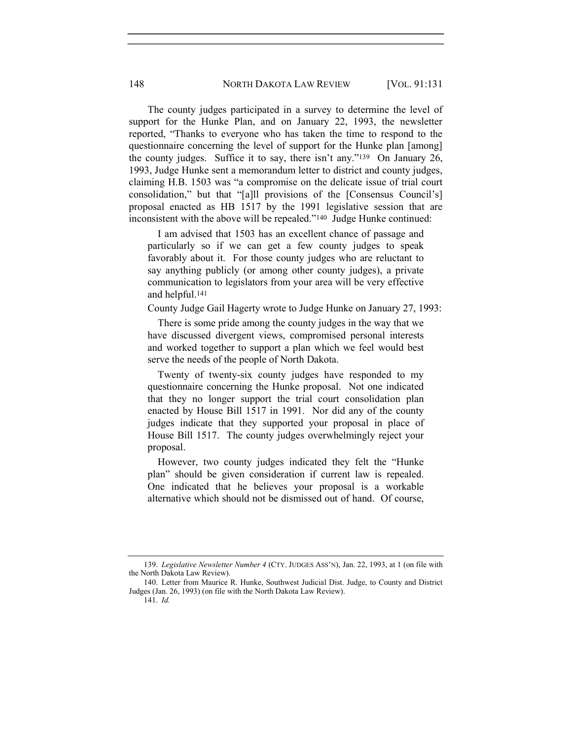The county judges participated in a survey to determine the level of support for the Hunke Plan, and on January 22, 1993, the newsletter reported, "Thanks to everyone who has taken the time to respond to the questionnaire concerning the level of support for the Hunke plan [among] the county judges. Suffice it to say, there isn't any."[139] On January 26, 1993, Judge Hunke sent a memorandum letter to district and county judges, claiming H.B. 1503 was "a compromise on the delicate issue of trial court consolidation," but that "[a]ll provisions of the [Consensus Council's] proposal enacted as HB 1517 by the 1991 legislative session that are inconsistent with the above will be repealed."[140] Judge Hunke continued:

> I am advised that 1503 has an excellent chance of passage and particularly so if we can get a few county judges to speak favorably about it. For those county judges who are reluctant to say anything publicly (or among other county judges), a private communication to legislators from your area will be very effective and helpful.[141]

County Judge Gail Hagerty wrote to Judge Hunke on January 27, 1993:

> There is some pride among the county judges in the way that we have discussed divergent views, compromised personal interests and worked together to support a plan which we feel would best serve the needs of the people of North Dakota.
>
> Twenty of twenty-six county judges have responded to my questionnaire concerning the Hunke proposal. Not one indicated that they no longer support the trial court consolidation plan enacted by House Bill 1517 in 1991. Nor did any of the county judges indicate that they supported your proposal in place of House Bill 1517. The county judges overwhelmingly reject your proposal.
>
> However, two county judges indicated they felt the "Hunke plan" should be given consideration if current law is repealed. One indicated that he believes your proposal is a workable alternative which should not be dismissed out of hand. Of course,

---

139. *Legislative Newsletter Number 4* (CTY. JUDGES ASS'N), Jan. 22, 1993, at 1 (on file with the North Dakota Law Review).

140. Letter from Maurice R. Hunke, Southwest Judicial Dist. Judge, to County and District Judges (Jan. 26, 1993) (on file with the North Dakota Law Review).

141. *Id.*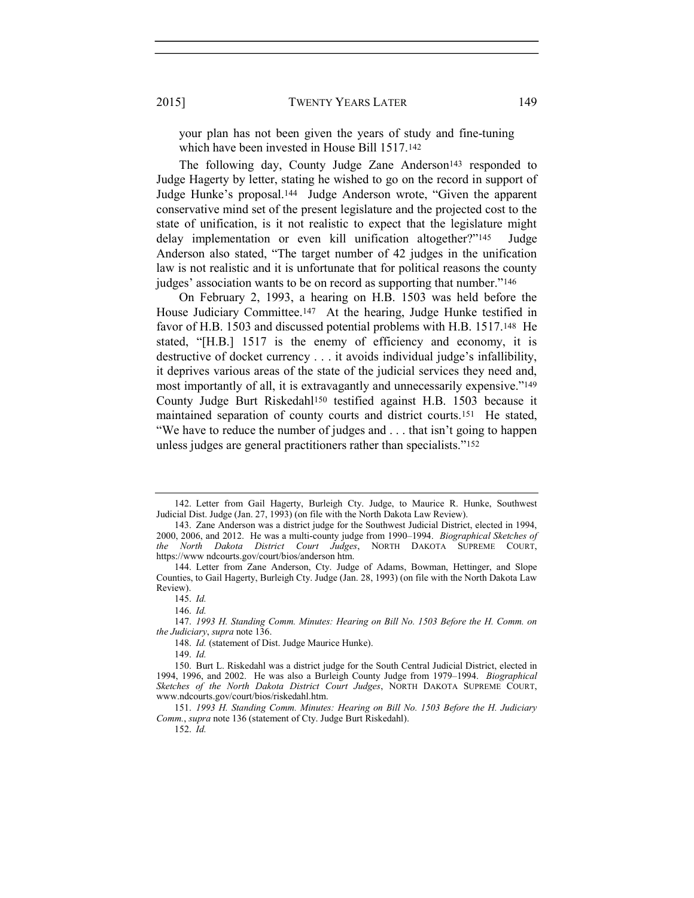your plan has not been given the years of study and fine-tuning which have been invested in House Bill 1517.[142]

The following day, County Judge Zane Anderson[143] responded to Judge Hagerty by letter, stating he wished to go on the record in support of Judge Hunke's proposal.[144] Judge Anderson wrote, "Given the apparent conservative mind set of the present legislature and the projected cost to the state of unification, is it not realistic to expect that the legislature might delay implementation or even kill unification altogether?"[145] Judge Anderson also stated, "The target number of 42 judges in the unification law is not realistic and it is unfortunate that for political reasons the county judges' association wants to be on record as supporting that number."[146]

On February 2, 1993, a hearing on H.B. 1503 was held before the House Judiciary Committee.[147] At the hearing, Judge Hunke testified in favor of H.B. 1503 and discussed potential problems with H.B. 1517.[148] He stated, "[H.B.] 1517 is the enemy of efficiency and economy, it is destructive of docket currency . . . it avoids individual judge's infallibility, it deprives various areas of the state of the judicial services they need and, most importantly of all, it is extravagantly and unnecessarily expensive."[149] County Judge Burt Riskedahl[150] testified against H.B. 1503 because it maintained separation of county courts and district courts.[151] He stated, "We have to reduce the number of judges and . . . that isn't going to happen unless judges are general practitioners rather than specialists."[152]

---

142. Letter from Gail Hagerty, Burleigh Cty. Judge, to Maurice R. Hunke, Southwest Judicial Dist. Judge (Jan. 27, 1993) (on file with the North Dakota Law Review).

143. Zane Anderson was a district judge for the Southwest Judicial District, elected in 1994, 2000, 2006, and 2012. He was a multi-county judge from 1990–1994. *Biographical Sketches of the North Dakota District Court Judges*, NORTH DAKOTA SUPREME COURT, https://www ndcourts.gov/court/bios/anderson htm.

144. Letter from Zane Anderson, Cty. Judge of Adams, Bowman, Hettinger, and Slope Counties, to Gail Hagerty, Burleigh Cty. Judge (Jan. 28, 1993) (on file with the North Dakota Law Review).

145. *Id.*

146. *Id.*

147. *1993 H. Standing Comm. Minutes: Hearing on Bill No. 1503 Before the H. Comm. on the Judiciary*, *supra* note 136.

148. *Id.* (statement of Dist. Judge Maurice Hunke).

149. *Id.*

150. Burt L. Riskedahl was a district judge for the South Central Judicial District, elected in 1994, 1996, and 2002. He was also a Burleigh County Judge from 1979–1994. *Biographical Sketches of the North Dakota District Court Judges*, NORTH DAKOTA SUPREME COURT, www.ndcourts.gov/court/bios/riskedahl.htm.

151. *1993 H. Standing Comm. Minutes: Hearing on Bill No. 1503 Before the H. Judiciary Comm.*, *supra* note 136 (statement of Cty. Judge Burt Riskedahl).

152. *Id.*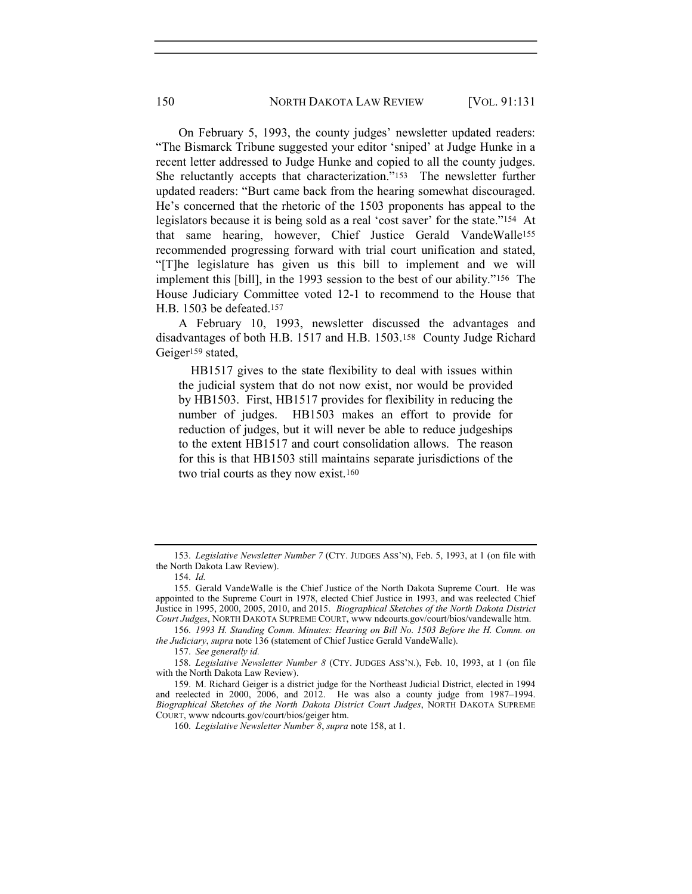On February 5, 1993, the county judges' newsletter updated readers: "The Bismarck Tribune suggested your editor 'sniped' at Judge Hunke in a recent letter addressed to Judge Hunke and copied to all the county judges. She reluctantly accepts that characterization."[153] The newsletter further updated readers: "Burt came back from the hearing somewhat discouraged. He's concerned that the rhetoric of the 1503 proponents has appeal to the legislators because it is being sold as a real 'cost saver' for the state."[154] At that same hearing, however, Chief Justice Gerald VandeWalle[155] recommended progressing forward with trial court unification and stated, "[T]he legislature has given us this bill to implement and we will implement this [bill], in the 1993 session to the best of our ability."[156] The House Judiciary Committee voted 12-1 to recommend to the House that H.B. 1503 be defeated.[157]

A February 10, 1993, newsletter discussed the advantages and disadvantages of both H.B. 1517 and H.B. 1503.[158] County Judge Richard Geiger[159] stated,

> HB1517 gives to the state flexibility to deal with issues within the judicial system that do not now exist, nor would be provided by HB1503. First, HB1517 provides for flexibility in reducing the number of judges. HB1503 makes an effort to provide for reduction of judges, but it will never be able to reduce judgeships to the extent HB1517 and court consolidation allows. The reason for this is that HB1503 still maintains separate jurisdictions of the two trial courts as they now exist.[160]

---

153. *Legislative Newsletter Number 7* (CTY. JUDGES ASS'N), Feb. 5, 1993, at 1 (on file with the North Dakota Law Review).

154. *Id.*

155. Gerald VandeWalle is the Chief Justice of the North Dakota Supreme Court. He was appointed to the Supreme Court in 1978, elected Chief Justice in 1993, and was reelected Chief Justice in 1995, 2000, 2005, 2010, and 2015. *Biographical Sketches of the North Dakota District Court Judges*, NORTH DAKOTA SUPREME COURT, www ndcourts.gov/court/bios/vandewalle htm.

156. *1993 H. Standing Comm. Minutes: Hearing on Bill No. 1503 Before the H. Comm. on the Judiciary*, *supra* note 136 (statement of Chief Justice Gerald VandeWalle).

157. *See generally id.*

158. *Legislative Newsletter Number 8* (CTY. JUDGES ASS'N.), Feb. 10, 1993, at 1 (on file with the North Dakota Law Review).

159. M. Richard Geiger is a district judge for the Northeast Judicial District, elected in 1994 and reelected in 2000, 2006, and 2012. He was also a county judge from 1987–1994. *Biographical Sketches of the North Dakota District Court Judges*, NORTH DAKOTA SUPREME COURT, www ndcourts.gov/court/bios/geiger htm.

160. *Legislative Newsletter Number 8*, *supra* note 158, at 1.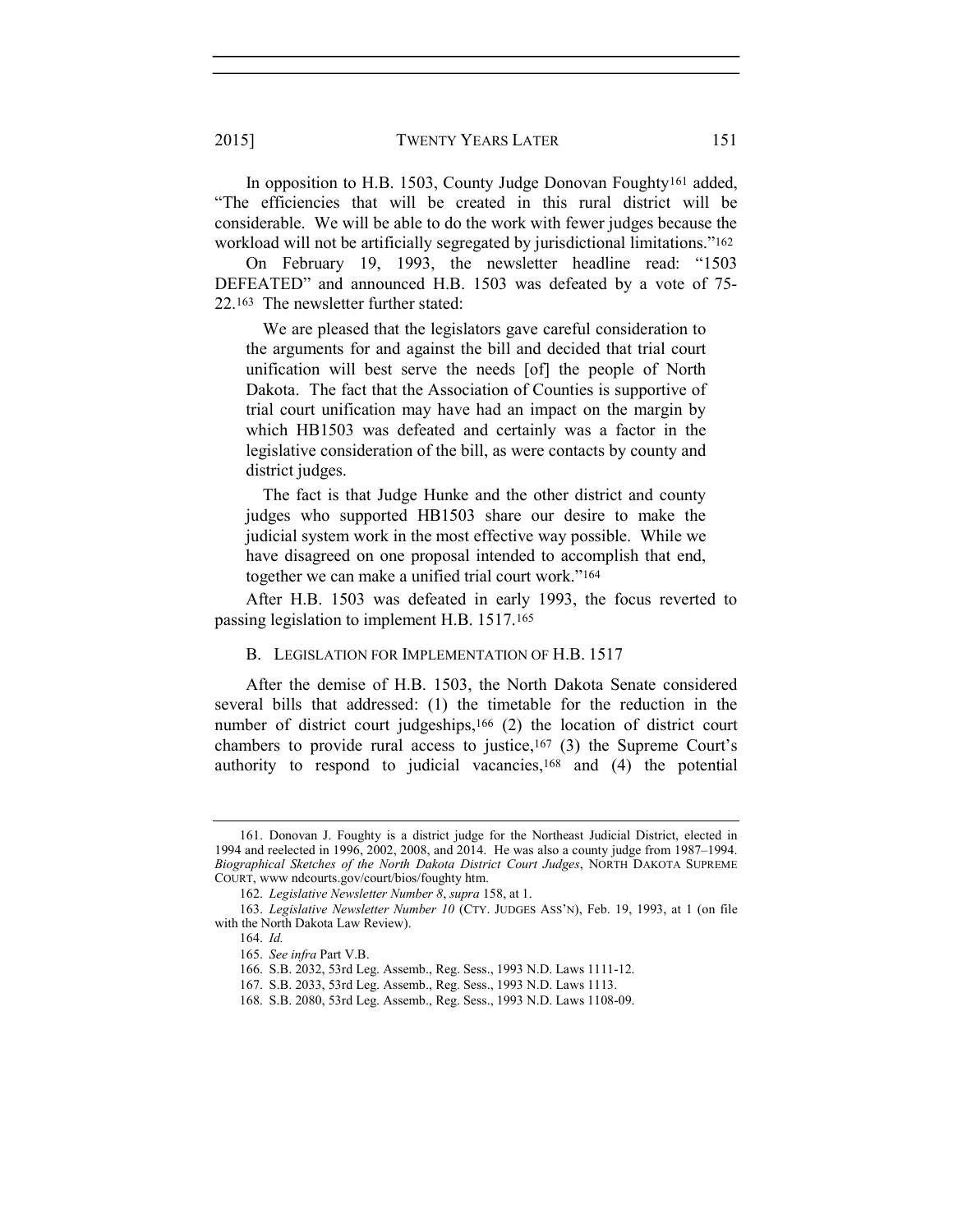In opposition to H.B. 1503, County Judge Donovan Foughty[161] added, "The efficiencies that will be created in this rural district will be considerable. We will be able to do the work with fewer judges because the workload will not be artificially segregated by jurisdictional limitations."[162]

On February 19, 1993, the newsletter headline read: "1503 DEFEATED" and announced H.B. 1503 was defeated by a vote of 75-22.[163] The newsletter further stated:

> We are pleased that the legislators gave careful consideration to the arguments for and against the bill and decided that trial court unification will best serve the needs [of] the people of North Dakota. The fact that the Association of Counties is supportive of trial court unification may have had an impact on the margin by which HB1503 was defeated and certainly was a factor in the legislative consideration of the bill, as were contacts by county and district judges.
>
> The fact is that Judge Hunke and the other district and county judges who supported HB1503 share our desire to make the judicial system work in the most effective way possible. While we have disagreed on one proposal intended to accomplish that end, together we can make a unified trial court work."[164]

After H.B. 1503 was defeated in early 1993, the focus reverted to passing legislation to implement H.B. 1517.[165]

### B. LEGISLATION FOR IMPLEMENTATION OF H.B. 1517

After the demise of H.B. 1503, the North Dakota Senate considered several bills that addressed: (1) the timetable for the reduction in the number of district court judgeships,[166] (2) the location of district court chambers to provide rural access to justice,[167] (3) the Supreme Court's authority to respond to judicial vacancies,[168] and (4) the potential

---

161. Donovan J. Foughty is a district judge for the Northeast Judicial District, elected in 1994 and reelected in 1996, 2002, 2008, and 2014. He was also a county judge from 1987–1994. *Biographical Sketches of the North Dakota District Court Judges*, NORTH DAKOTA SUPREME COURT, www ndcourts.gov/court/bios/foughty htm.

162. *Legislative Newsletter Number 8*, *supra* 158, at 1.

163. *Legislative Newsletter Number 10* (CTY. JUDGES ASS'N), Feb. 19, 1993, at 1 (on file with the North Dakota Law Review).

164. *Id.*

165. *See infra* Part V.B.

166. S.B. 2032, 53rd Leg. Assemb., Reg. Sess., 1993 N.D. Laws 1111-12.

167. S.B. 2033, 53rd Leg. Assemb., Reg. Sess., 1993 N.D. Laws 1113.

168. S.B. 2080, 53rd Leg. Assemb., Reg. Sess., 1993 N.D. Laws 1108-09.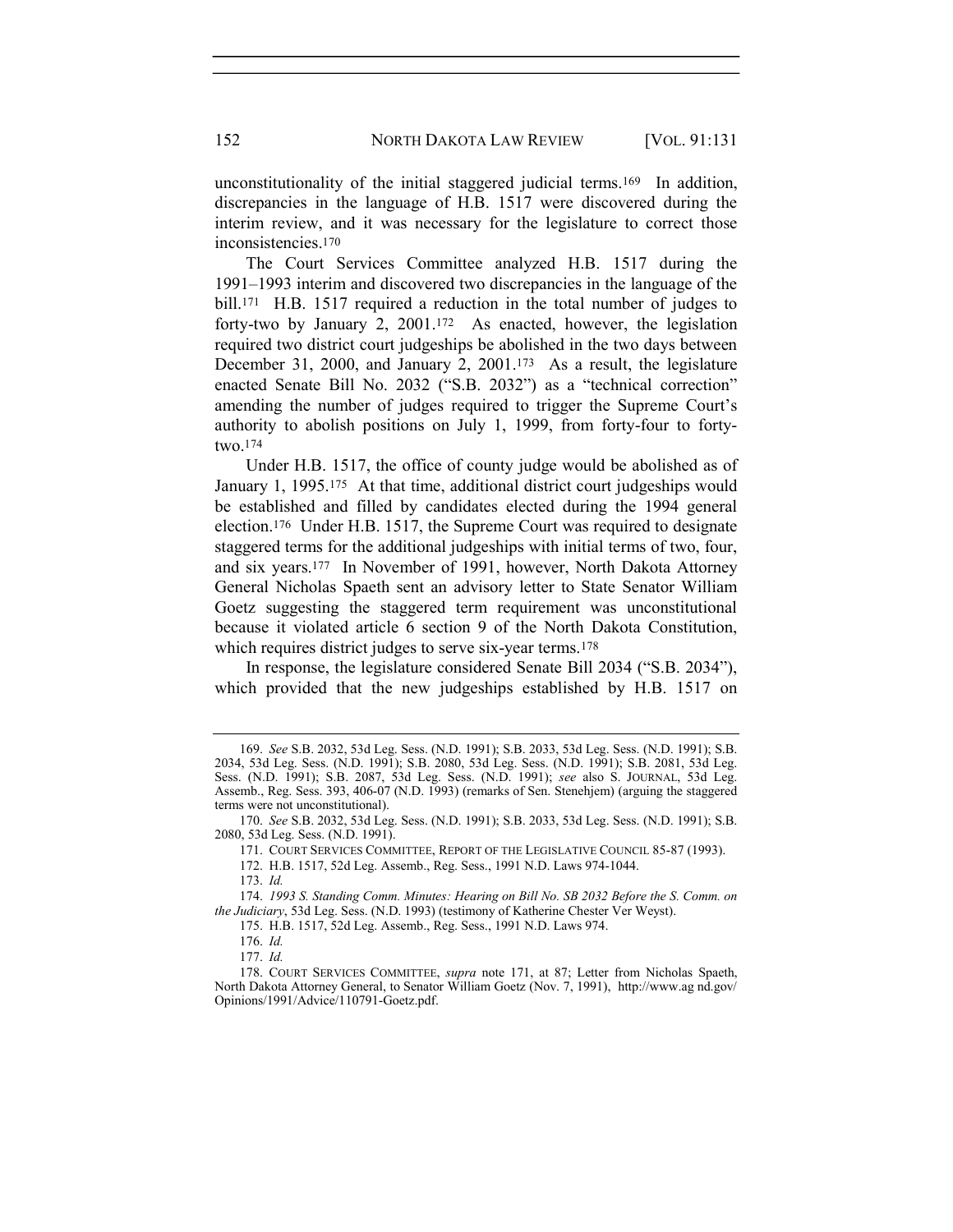unconstitutionality of the initial staggered judicial terms.[169] In addition, discrepancies in the language of H.B. 1517 were discovered during the interim review, and it was necessary for the legislature to correct those inconsistencies.[170]

The Court Services Committee analyzed H.B. 1517 during the 1991–1993 interim and discovered two discrepancies in the language of the bill.[171] H.B. 1517 required a reduction in the total number of judges to forty-two by January 2, 2001.[172] As enacted, however, the legislation required two district court judgeships be abolished in the two days between December 31, 2000, and January 2, 2001.[173] As a result, the legislature enacted Senate Bill No. 2032 ("S.B. 2032") as a "technical correction" amending the number of judges required to trigger the Supreme Court's authority to abolish positions on July 1, 1999, from forty-four to forty-two.[174]

Under H.B. 1517, the office of county judge would be abolished as of January 1, 1995.[175] At that time, additional district court judgeships would be established and filled by candidates elected during the 1994 general election.[176] Under H.B. 1517, the Supreme Court was required to designate staggered terms for the additional judgeships with initial terms of two, four, and six years.[177] In November of 1991, however, North Dakota Attorney General Nicholas Spaeth sent an advisory letter to State Senator William Goetz suggesting the staggered term requirement was unconstitutional because it violated article 6 section 9 of the North Dakota Constitution, which requires district judges to serve six-year terms.[178]

In response, the legislature considered Senate Bill 2034 ("S.B. 2034"), which provided that the new judgeships established by H.B. 1517 on

---

169. *See* S.B. 2032, 53d Leg. Sess. (N.D. 1991); S.B. 2033, 53d Leg. Sess. (N.D. 1991); S.B. 2034, 53d Leg. Sess. (N.D. 1991); S.B. 2080, 53d Leg. Sess. (N.D. 1991); S.B. 2081, 53d Leg. Sess. (N.D. 1991); S.B. 2087, 53d Leg. Sess. (N.D. 1991); *see* also S. JOURNAL, 53d Leg. Assemb., Reg. Sess. 393, 406-07 (N.D. 1993) (remarks of Sen. Stenehjem) (arguing the staggered terms were not unconstitutional).

170. *See* S.B. 2032, 53d Leg. Sess. (N.D. 1991); S.B. 2033, 53d Leg. Sess. (N.D. 1991); S.B. 2080, 53d Leg. Sess. (N.D. 1991).

171. COURT SERVICES COMMITTEE, REPORT OF THE LEGISLATIVE COUNCIL 85-87 (1993).

172. H.B. 1517, 52d Leg. Assemb., Reg. Sess., 1991 N.D. Laws 974-1044.

173. *Id.*

174. *1993 S. Standing Comm. Minutes: Hearing on Bill No. SB 2032 Before the S. Comm. on the Judiciary*, 53d Leg. Sess. (N.D. 1993) (testimony of Katherine Chester Ver Weyst).

175. H.B. 1517, 52d Leg. Assemb., Reg. Sess., 1991 N.D. Laws 974.

176. *Id.*

177. *Id.*

178. COURT SERVICES COMMITTEE, *supra* note 171, at 87; Letter from Nicholas Spaeth, North Dakota Attorney General, to Senator William Goetz (Nov. 7, 1991), http://www.ag nd.gov/ Opinions/1991/Advice/110791-Goetz.pdf.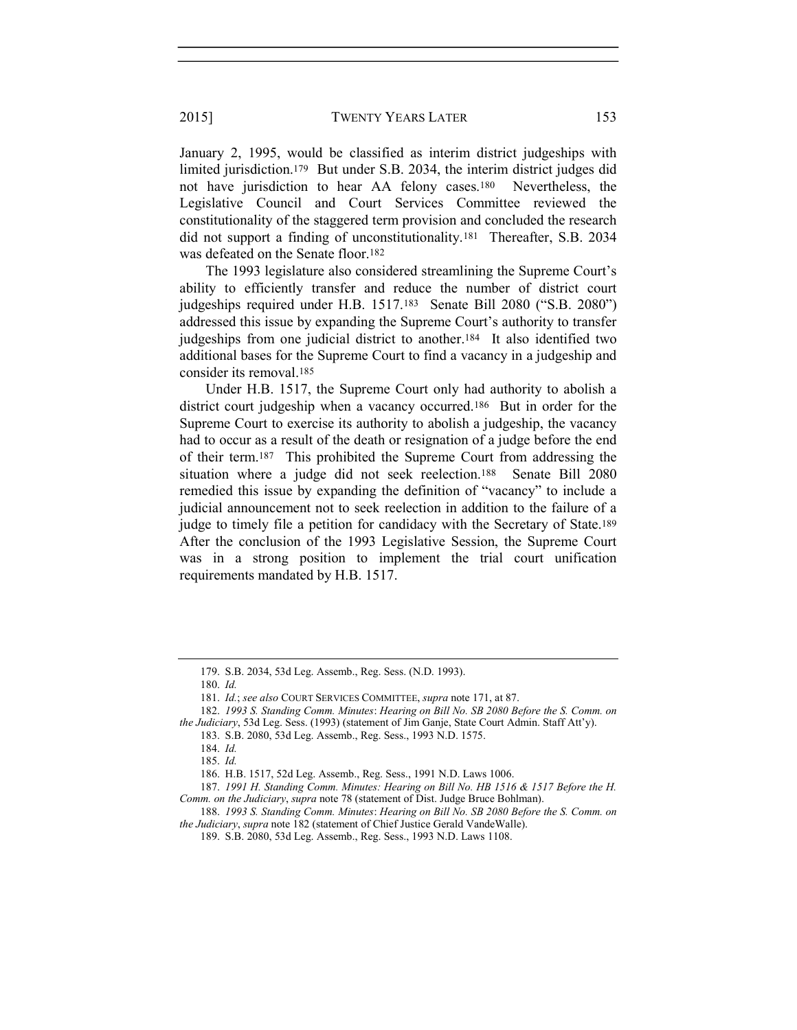January 2, 1995, would be classified as interim district judgeships with limited jurisdiction.[179] But under S.B. 2034, the interim district judges did not have jurisdiction to hear AA felony cases.[180] Nevertheless, the Legislative Council and Court Services Committee reviewed the constitutionality of the staggered term provision and concluded the research did not support a finding of unconstitutionality.[181] Thereafter, S.B. 2034 was defeated on the Senate floor.[182]

The 1993 legislature also considered streamlining the Supreme Court's ability to efficiently transfer and reduce the number of district court judgeships required under H.B. 1517.[183] Senate Bill 2080 ("S.B. 2080") addressed this issue by expanding the Supreme Court's authority to transfer judgeships from one judicial district to another.[184] It also identified two additional bases for the Supreme Court to find a vacancy in a judgeship and consider its removal.[185]

Under H.B. 1517, the Supreme Court only had authority to abolish a district court judgeship when a vacancy occurred.[186] But in order for the Supreme Court to exercise its authority to abolish a judgeship, the vacancy had to occur as a result of the death or resignation of a judge before the end of their term.[187] This prohibited the Supreme Court from addressing the situation where a judge did not seek reelection.[188] Senate Bill 2080 remedied this issue by expanding the definition of "vacancy" to include a judicial announcement not to seek reelection in addition to the failure of a judge to timely file a petition for candidacy with the Secretary of State.[189] After the conclusion of the 1993 Legislative Session, the Supreme Court was in a strong position to implement the trial court unification requirements mandated by H.B. 1517.

---

179. S.B. 2034, 53d Leg. Assemb., Reg. Sess. (N.D. 1993).

180. *Id.*

181. *Id.*; *see also* COURT SERVICES COMMITTEE, *supra* note 171, at 87.

182. *1993 S. Standing Comm. Minutes*: *Hearing on Bill No. SB 2080 Before the S. Comm. on the Judiciary*, 53d Leg. Sess. (1993) (statement of Jim Ganje, State Court Admin. Staff Att'y).

183. S.B. 2080, 53d Leg. Assemb., Reg. Sess., 1993 N.D. 1575.

184. *Id.*

185. *Id.*

186. H.B. 1517, 52d Leg. Assemb., Reg. Sess., 1991 N.D. Laws 1006.

187. *1991 H. Standing Comm. Minutes: Hearing on Bill No. HB 1516 & 1517 Before the H. Comm. on the Judiciary*, *supra* note 78 (statement of Dist. Judge Bruce Bohlman).

188. *1993 S. Standing Comm. Minutes*: *Hearing on Bill No. SB 2080 Before the S. Comm. on the Judiciary*, *supra* note 182 (statement of Chief Justice Gerald VandeWalle).

189. S.B. 2080, 53d Leg. Assemb., Reg. Sess., 1993 N.D. Laws 1108.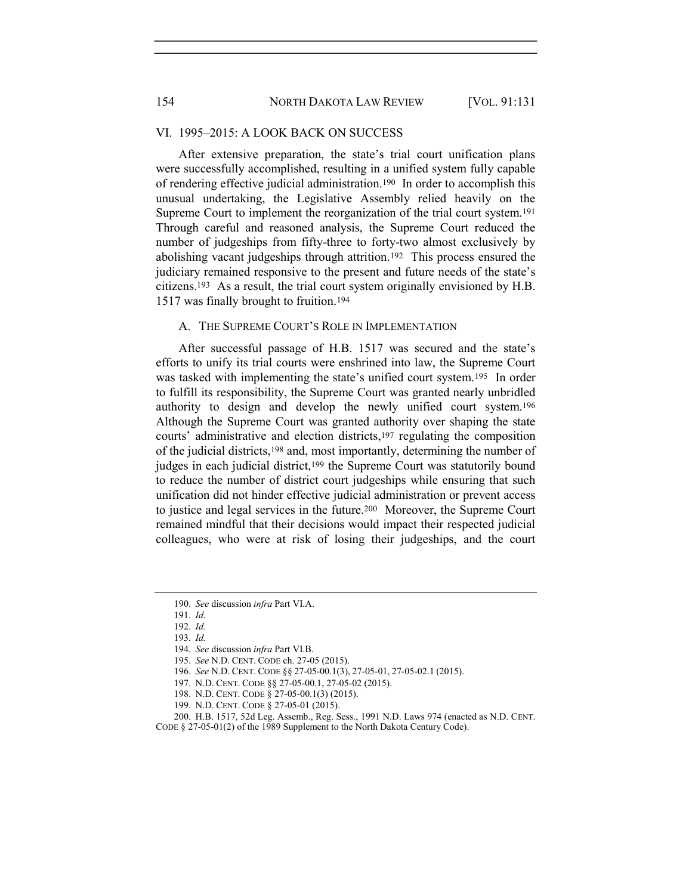## VI. 1995–2015: A LOOK BACK ON SUCCESS

After extensive preparation, the state's trial court unification plans were successfully accomplished, resulting in a unified system fully capable of rendering effective judicial administration.[190] In order to accomplish this unusual undertaking, the Legislative Assembly relied heavily on the Supreme Court to implement the reorganization of the trial court system.[191] Through careful and reasoned analysis, the Supreme Court reduced the number of judgeships from fifty-three to forty-two almost exclusively by abolishing vacant judgeships through attrition.[192] This process ensured the judiciary remained responsive to the present and future needs of the state's citizens.[193] As a result, the trial court system originally envisioned by H.B. 1517 was finally brought to fruition.[194]

### A. THE SUPREME COURT'S ROLE IN IMPLEMENTATION

After successful passage of H.B. 1517 was secured and the state's efforts to unify its trial courts were enshrined into law, the Supreme Court was tasked with implementing the state's unified court system.[195] In order to fulfill its responsibility, the Supreme Court was granted nearly unbridled authority to design and develop the newly unified court system.[196] Although the Supreme Court was granted authority over shaping the state courts' administrative and election districts,[197] regulating the composition of the judicial districts,[198] and, most importantly, determining the number of judges in each judicial district,[199] the Supreme Court was statutorily bound to reduce the number of district court judgeships while ensuring that such unification did not hinder effective judicial administration or prevent access to justice and legal services in the future.[200] Moreover, the Supreme Court remained mindful that their decisions would impact their respected judicial colleagues, who were at risk of losing their judgeships, and the court

---

190. *See* discussion *infra* Part VI.A.

191. *Id.*

192. *Id.*

193. *Id.*

194. *See* discussion *infra* Part VI.B.

195. *See* N.D. CENT. CODE ch. 27-05 (2015).

196. *See* N.D. CENT. CODE §§ 27-05-00.1(3), 27-05-01, 27-05-02.1 (2015).

197. N.D. CENT. CODE §§ 27-05-00.1, 27-05-02 (2015).

198. N.D. CENT. CODE § 27-05-00.1(3) (2015).

199. N.D. CENT. CODE § 27-05-01 (2015).

200. H.B. 1517, 52d Leg. Assemb., Reg. Sess., 1991 N.D. Laws 974 (enacted as N.D. CENT. CODE § 27-05-01(2) of the 1989 Supplement to the North Dakota Century Code).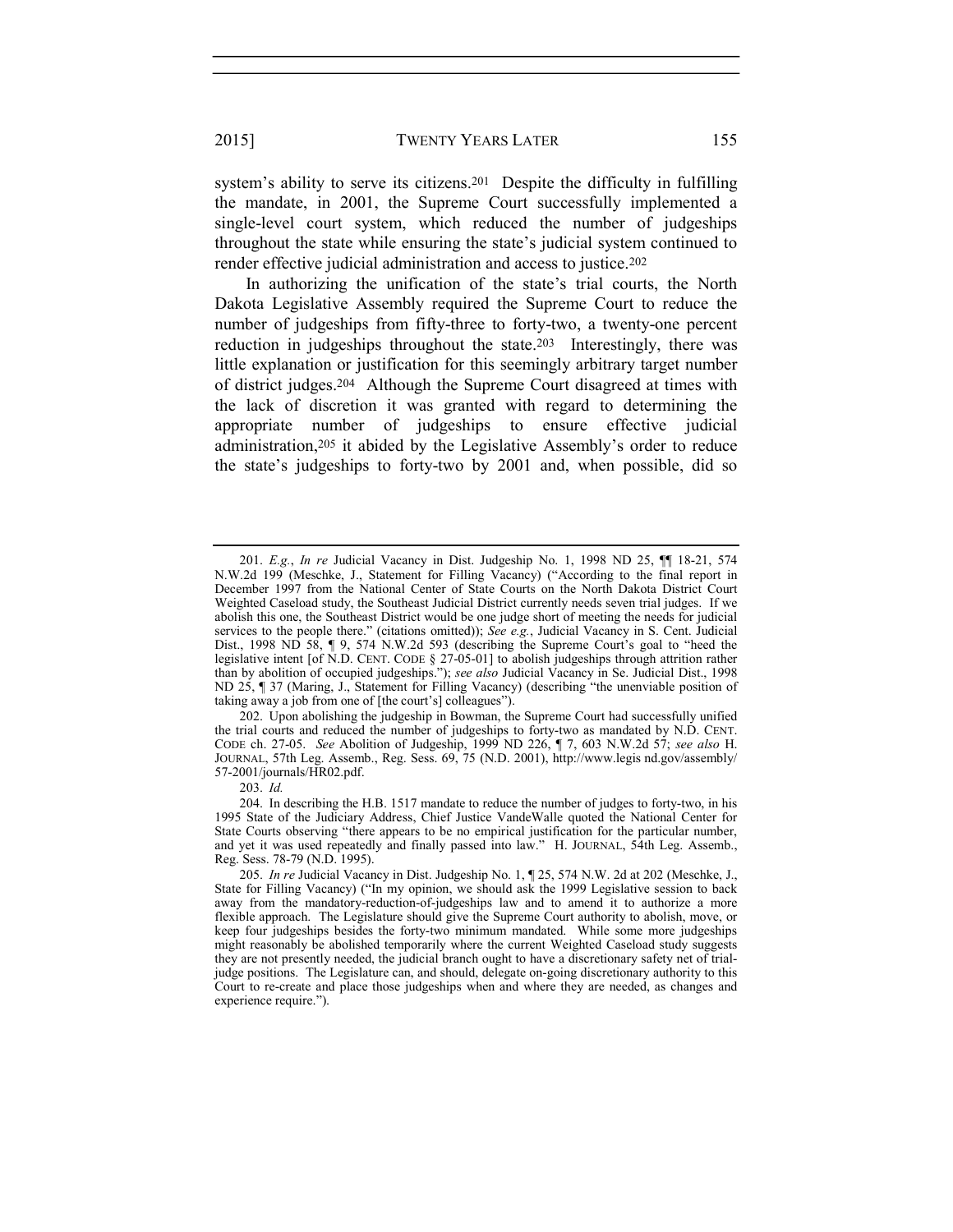system's ability to serve its citizens.[201] Despite the difficulty in fulfilling the mandate, in 2001, the Supreme Court successfully implemented a single-level court system, which reduced the number of judgeships throughout the state while ensuring the state's judicial system continued to render effective judicial administration and access to justice.[202]

In authorizing the unification of the state's trial courts, the North Dakota Legislative Assembly required the Supreme Court to reduce the number of judgeships from fifty-three to forty-two, a twenty-one percent reduction in judgeships throughout the state.[203] Interestingly, there was little explanation or justification for this seemingly arbitrary target number of district judges.[204] Although the Supreme Court disagreed at times with the lack of discretion it was granted with regard to determining the appropriate number of judgeships to ensure effective judicial administration,[205] it abided by the Legislative Assembly's order to reduce the state's judgeships to forty-two by 2001 and, when possible, did so

---

201. *E.g.*, *In re* Judicial Vacancy in Dist. Judgeship No. 1, 1998 ND 25, ¶¶ 18-21, 574 N.W.2d 199 (Meschke, J., Statement for Filling Vacancy) ("According to the final report in December 1997 from the National Center of State Courts on the North Dakota District Court Weighted Caseload study, the Southeast Judicial District currently needs seven trial judges. If we abolish this one, the Southeast District would be one judge short of meeting the needs for judicial services to the people there." (citations omitted)); *See e.g.*, Judicial Vacancy in S. Cent. Judicial Dist., 1998 ND 58, ¶ 9, 574 N.W.2d 593 (describing the Supreme Court's goal to "heed the legislative intent [of N.D. CENT. CODE § 27-05-01] to abolish judgeships through attrition rather than by abolition of occupied judgeships."); *see also* Judicial Vacancy in Se. Judicial Dist., 1998 ND 25, ¶ 37 (Maring, J., Statement for Filling Vacancy) (describing "the unenviable position of taking away a job from one of [the court's] colleagues").

202. Upon abolishing the judgeship in Bowman, the Supreme Court had successfully unified the trial courts and reduced the number of judgeships to forty-two as mandated by N.D. CENT. CODE ch. 27-05. *See* Abolition of Judgeship, 1999 ND 226, ¶ 7, 603 N.W.2d 57; *see also* H. JOURNAL, 57th Leg. Assemb., Reg. Sess. 69, 75 (N.D. 2001), http://www.legis nd.gov/assembly/57-2001/journals/HR02.pdf.

203. *Id.*

204. In describing the H.B. 1517 mandate to reduce the number of judges to forty-two, in his 1995 State of the Judiciary Address, Chief Justice VandeWalle quoted the National Center for State Courts observing "there appears to be no empirical justification for the particular number, and yet it was used repeatedly and finally passed into law." H. JOURNAL, 54th Leg. Assemb., Reg. Sess. 78-79 (N.D. 1995).

205. *In re* Judicial Vacancy in Dist. Judgeship No. 1, ¶ 25, 574 N.W. 2d at 202 (Meschke, J., State for Filling Vacancy) ("In my opinion, we should ask the 1999 Legislative session to back away from the mandatory-reduction-of-judgeships law and to amend it to authorize a more flexible approach. The Legislature should give the Supreme Court authority to abolish, move, or keep four judgeships besides the forty-two minimum mandated. While some more judgeships might reasonably be abolished temporarily where the current Weighted Caseload study suggests they are not presently needed, the judicial branch ought to have a discretionary safety net of trial-judge positions. The Legislature can, and should, delegate on-going discretionary authority to this Court to re-create and place those judgeships when and where they are needed, as changes and experience require.").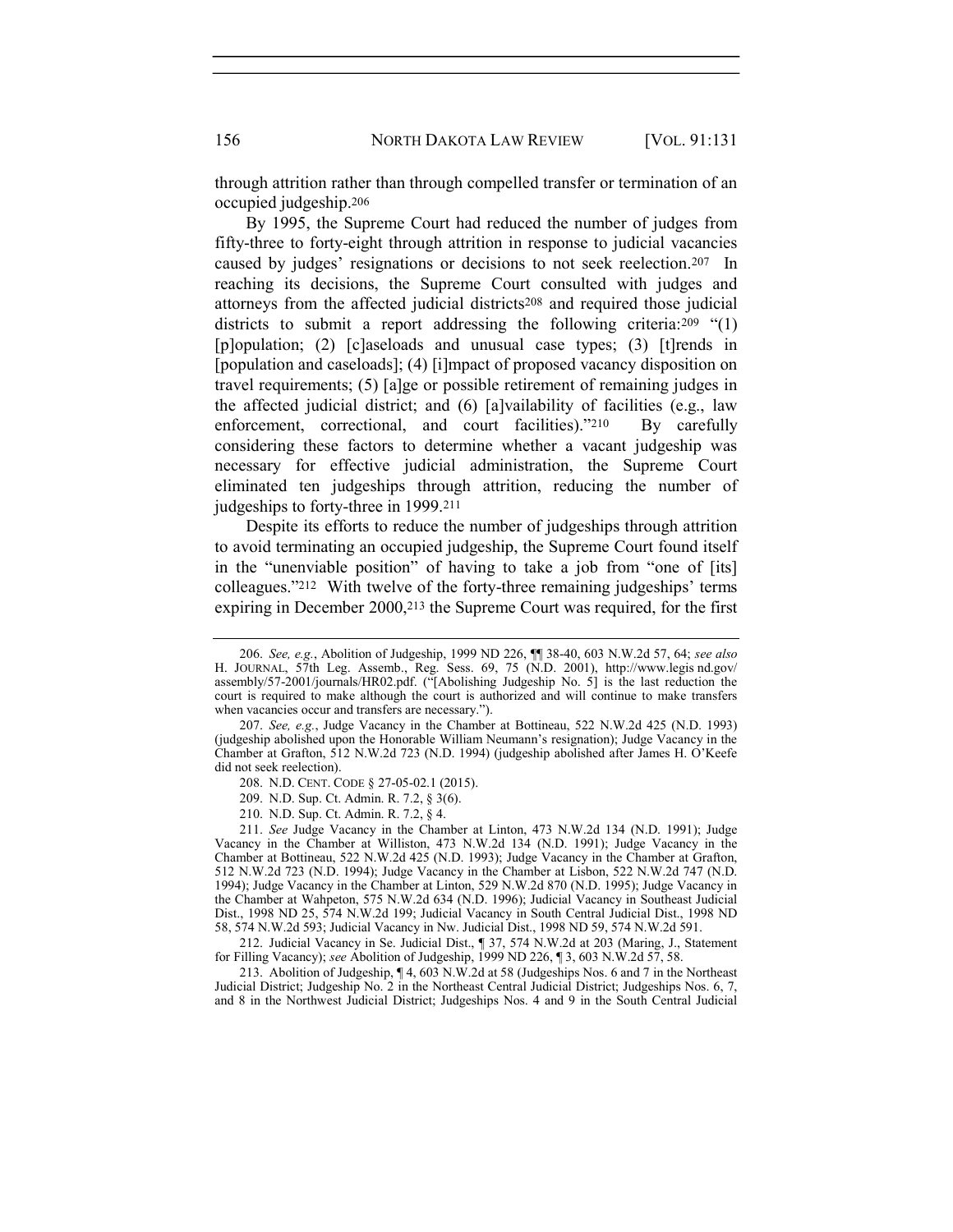through attrition rather than through compelled transfer or termination of an occupied judgeship.[206]

By 1995, the Supreme Court had reduced the number of judges from fifty-three to forty-eight through attrition in response to judicial vacancies caused by judges' resignations or decisions to not seek reelection.[207] In reaching its decisions, the Supreme Court consulted with judges and attorneys from the affected judicial districts[208] and required those judicial districts to submit a report addressing the following criteria:[209] "(1) [p]opulation; (2) [c]aseloads and unusual case types; (3) [t]rends in [population and caseloads]; (4) [i]mpact of proposed vacancy disposition on travel requirements; (5) [a]ge or possible retirement of remaining judges in the affected judicial district; and (6) [a]vailability of facilities (e.g., law enforcement, correctional, and court facilities)."[210] By carefully considering these factors to determine whether a vacant judgeship was necessary for effective judicial administration, the Supreme Court eliminated ten judgeships through attrition, reducing the number of judgeships to forty-three in 1999.[211]

Despite its efforts to reduce the number of judgeships through attrition to avoid terminating an occupied judgeship, the Supreme Court found itself in the "unenviable position" of having to take a job from "one of [its] colleagues."[212] With twelve of the forty-three remaining judgeships' terms expiring in December 2000,[213] the Supreme Court was required, for the first

---

206. *See, e.g.*, Abolition of Judgeship, 1999 ND 226, ¶¶ 38-40, 603 N.W.2d 57, 64; *see also* H. JOURNAL, 57th Leg. Assemb., Reg. Sess. 69, 75 (N.D. 2001), http://www.legis nd.gov/assembly/57-2001/journals/HR02.pdf. ("[Abolishing Judgeship No. 5] is the last reduction the court is required to make although the court is authorized and will continue to make transfers when vacancies occur and transfers are necessary.").

207. *See, e.g.*, Judge Vacancy in the Chamber at Bottineau, 522 N.W.2d 425 (N.D. 1993) (judgeship abolished upon the Honorable William Neumann's resignation); Judge Vacancy in the Chamber at Grafton, 512 N.W.2d 723 (N.D. 1994) (judgeship abolished after James H. O'Keefe did not seek reelection).

208. N.D. CENT. CODE § 27-05-02.1 (2015).

209. N.D. Sup. Ct. Admin. R. 7.2, § 3(6).

210. N.D. Sup. Ct. Admin. R. 7.2, § 4.

211. *See* Judge Vacancy in the Chamber at Linton, 473 N.W.2d 134 (N.D. 1991); Judge Vacancy in the Chamber at Williston, 473 N.W.2d 134 (N.D. 1991); Judge Vacancy in the Chamber at Bottineau, 522 N.W.2d 425 (N.D. 1993); Judge Vacancy in the Chamber at Grafton, 512 N.W.2d 723 (N.D. 1994); Judge Vacancy in the Chamber at Lisbon, 522 N.W.2d 747 (N.D. 1994); Judge Vacancy in the Chamber at Linton, 529 N.W.2d 870 (N.D. 1995); Judge Vacancy in the Chamber at Wahpeton, 575 N.W.2d 634 (N.D. 1996); Judicial Vacancy in Southeast Judicial Dist., 1998 ND 25, 574 N.W.2d 199; Judicial Vacancy in South Central Judicial Dist., 1998 ND 58, 574 N.W.2d 593; Judicial Vacancy in Nw. Judicial Dist., 1998 ND 59, 574 N.W.2d 591.

212. Judicial Vacancy in Se. Judicial Dist., ¶ 37, 574 N.W.2d at 203 (Maring, J., Statement for Filling Vacancy); *see* Abolition of Judgeship, 1999 ND 226, ¶ 3, 603 N.W.2d 57, 58.

213. Abolition of Judgeship, ¶ 4, 603 N.W.2d at 58 (Judgeships Nos. 6 and 7 in the Northeast Judicial District; Judgeship No. 2 in the Northeast Central Judicial District; Judgeships Nos. 6, 7, and 8 in the Northwest Judicial District; Judgeships Nos. 4 and 9 in the South Central Judicial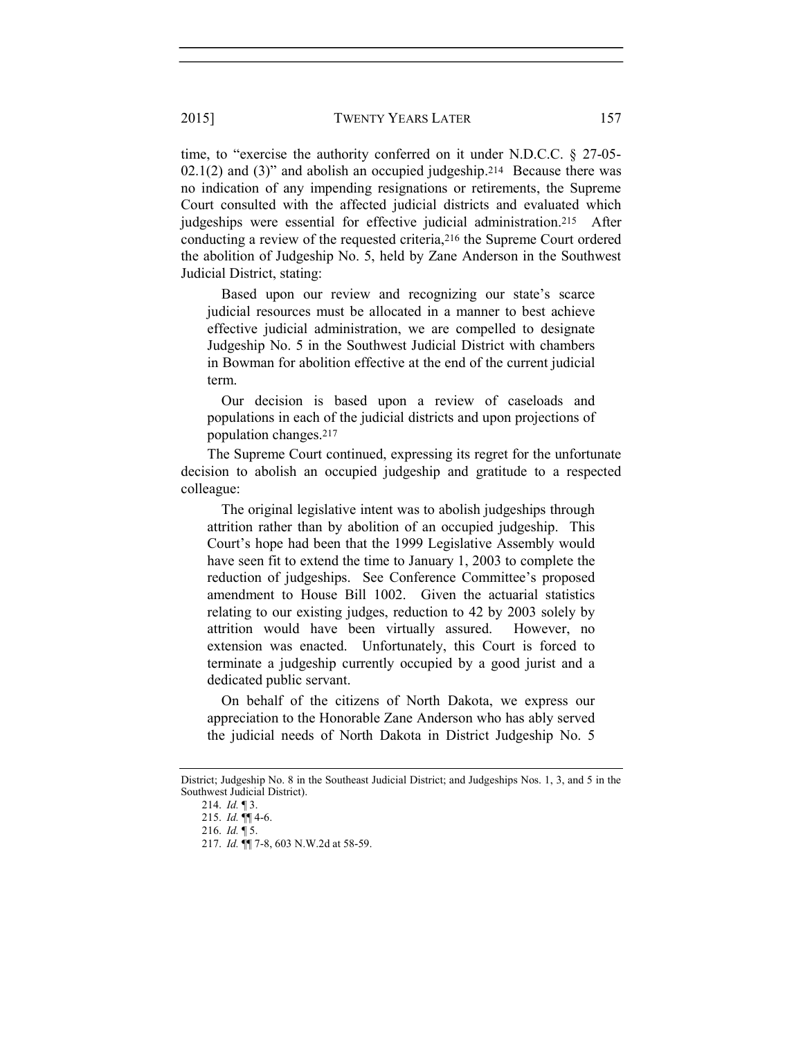time, to "exercise the authority conferred on it under N.D.C.C. § 27-05-02.1(2) and (3)" and abolish an occupied judgeship.[214] Because there was no indication of any impending resignations or retirements, the Supreme Court consulted with the affected judicial districts and evaluated which judgeships were essential for effective judicial administration.[215] After conducting a review of the requested criteria,[216] the Supreme Court ordered the abolition of Judgeship No. 5, held by Zane Anderson in the Southwest Judicial District, stating:

> Based upon our review and recognizing our state's scarce judicial resources must be allocated in a manner to best achieve effective judicial administration, we are compelled to designate Judgeship No. 5 in the Southwest Judicial District with chambers in Bowman for abolition effective at the end of the current judicial term.
>
> Our decision is based upon a review of caseloads and populations in each of the judicial districts and upon projections of population changes.[217]

The Supreme Court continued, expressing its regret for the unfortunate decision to abolish an occupied judgeship and gratitude to a respected colleague:

> The original legislative intent was to abolish judgeships through attrition rather than by abolition of an occupied judgeship. This Court's hope had been that the 1999 Legislative Assembly would have seen fit to extend the time to January 1, 2003 to complete the reduction of judgeships. See Conference Committee's proposed amendment to House Bill 1002. Given the actuarial statistics relating to our existing judges, reduction to 42 by 2003 solely by attrition would have been virtually assured. However, no extension was enacted. Unfortunately, this Court is forced to terminate a judgeship currently occupied by a good jurist and a dedicated public servant.
>
> On behalf of the citizens of North Dakota, we express our appreciation to the Honorable Zane Anderson who has ably served the judicial needs of North Dakota in District Judgeship No. 5

---

District; Judgeship No. 8 in the Southeast Judicial District; and Judgeships Nos. 1, 3, and 5 in the Southwest Judicial District).

214. *Id.* ¶ 3.

215. *Id.* ¶¶ 4-6.

216. *Id.* ¶ 5.

217. *Id.* ¶¶ 7-8, 603 N.W.2d at 58-59.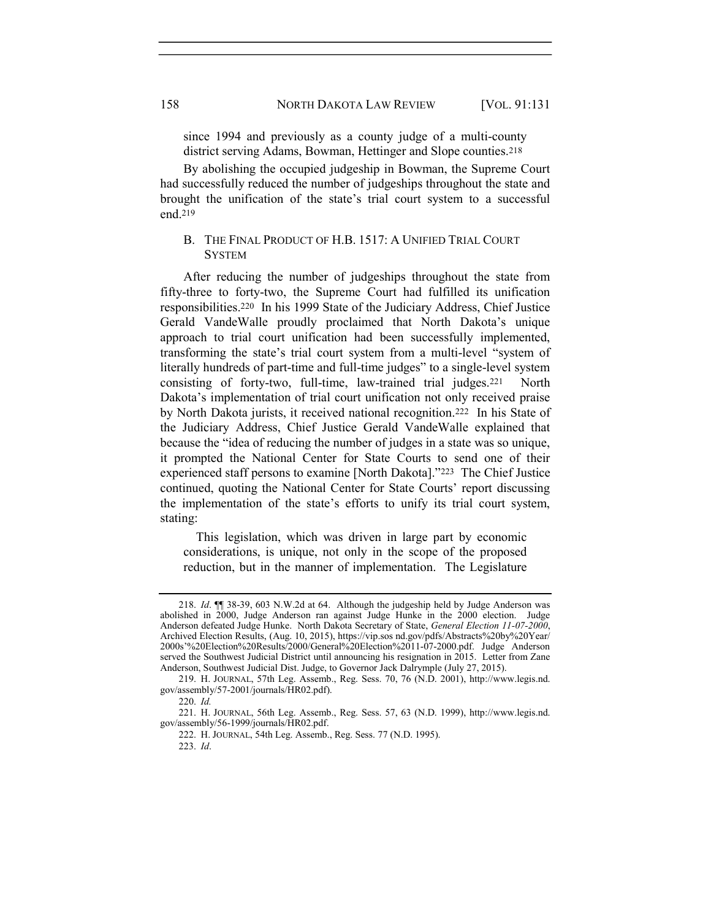since 1994 and previously as a county judge of a multi-county district serving Adams, Bowman, Hettinger and Slope counties.[218]

By abolishing the occupied judgeship in Bowman, the Supreme Court had successfully reduced the number of judgeships throughout the state and brought the unification of the state's trial court system to a successful end.[219]

### B. THE FINAL PRODUCT OF H.B. 1517: A UNIFIED TRIAL COURT SYSTEM

After reducing the number of judgeships throughout the state from fifty-three to forty-two, the Supreme Court had fulfilled its unification responsibilities.[220] In his 1999 State of the Judiciary Address, Chief Justice Gerald VandeWalle proudly proclaimed that North Dakota's unique approach to trial court unification had been successfully implemented, transforming the state's trial court system from a multi-level "system of literally hundreds of part-time and full-time judges" to a single-level system consisting of forty-two, full-time, law-trained trial judges.[221] North Dakota's implementation of trial court unification not only received praise by North Dakota jurists, it received national recognition.[222] In his State of the Judiciary Address, Chief Justice Gerald VandeWalle explained that because the "idea of reducing the number of judges in a state was so unique, it prompted the National Center for State Courts to send one of their experienced staff persons to examine [North Dakota]."[223] The Chief Justice continued, quoting the National Center for State Courts' report discussing the implementation of the state's efforts to unify its trial court system, stating:

> This legislation, which was driven in large part by economic considerations, is unique, not only in the scope of the proposed reduction, but in the manner of implementation. The Legislature

---

218. *Id*. ¶¶ 38-39, 603 N.W.2d at 64. Although the judgeship held by Judge Anderson was abolished in 2000, Judge Anderson ran against Judge Hunke in the 2000 election. Judge Anderson defeated Judge Hunke. North Dakota Secretary of State, *General Election 11-07-2000*, Archived Election Results, (Aug. 10, 2015), https://vip.sos nd.gov/pdfs/Abstracts%20by%20Year/2000s'%20Election%20Results/2000/General%20Election%2011-07-2000.pdf. Judge Anderson served the Southwest Judicial District until announcing his resignation in 2015. Letter from Zane Anderson, Southwest Judicial Dist. Judge, to Governor Jack Dalrymple (July 27, 2015).

219. H. JOURNAL, 57th Leg. Assemb., Reg. Sess. 70, 76 (N.D. 2001), http://www.legis.nd.gov/assembly/57-2001/journals/HR02.pdf).

220. *Id.*

221. H. JOURNAL, 56th Leg. Assemb., Reg. Sess. 57, 63 (N.D. 1999), http://www.legis.nd.gov/assembly/56-1999/journals/HR02.pdf.

222. H. JOURNAL, 54th Leg. Assemb., Reg. Sess. 77 (N.D. 1995).

223. *Id*.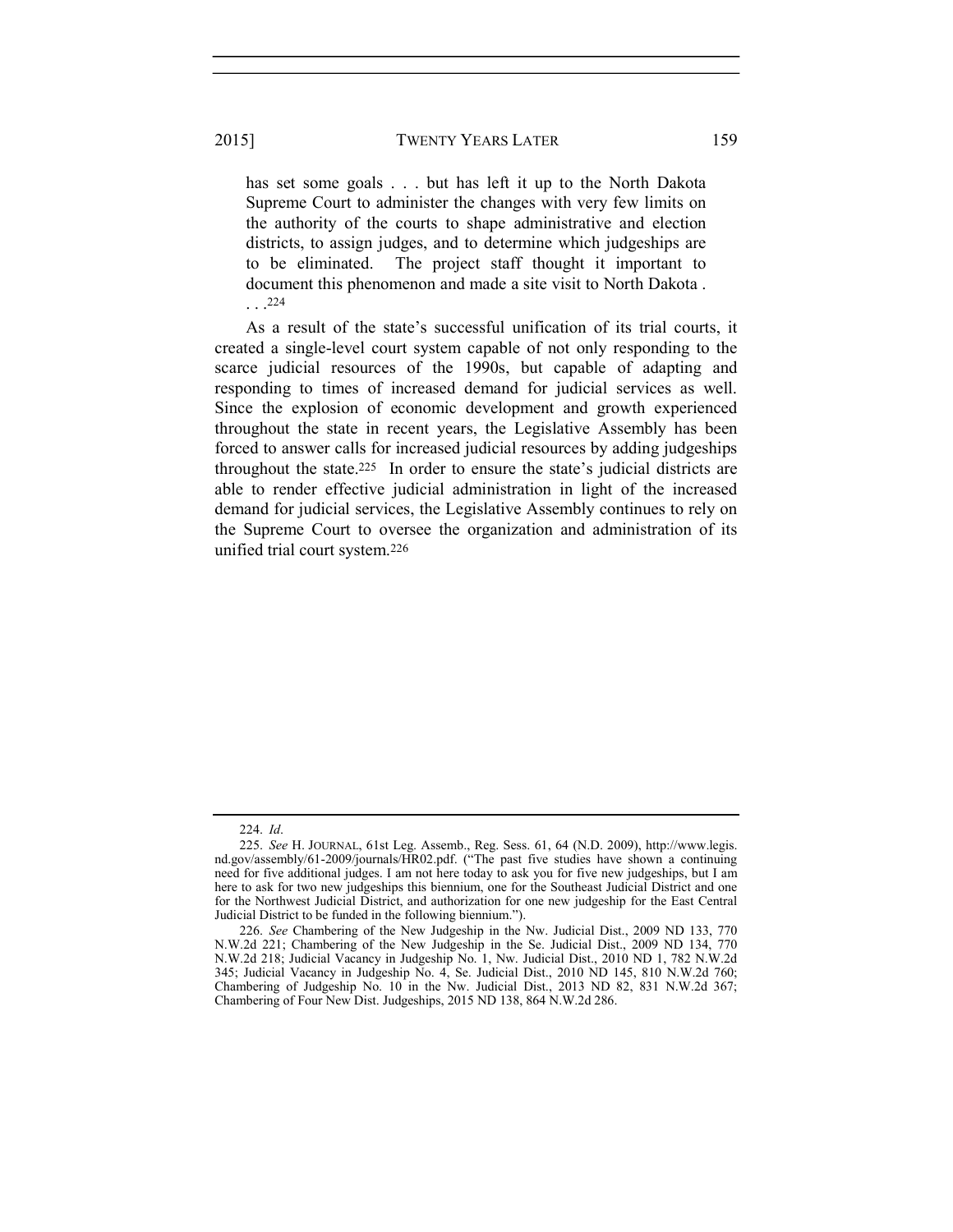> has set some goals . . . but has left it up to the North Dakota Supreme Court to administer the changes with very few limits on the authority of the courts to shape administrative and election districts, to assign judges, and to determine which judgeships are to be eliminated. The project staff thought it important to document this phenomenon and made a site visit to North Dakota . . . .[224]

As a result of the state's successful unification of its trial courts, it created a single-level court system capable of not only responding to the scarce judicial resources of the 1990s, but capable of adapting and responding to times of increased demand for judicial services as well. Since the explosion of economic development and growth experienced throughout the state in recent years, the Legislative Assembly has been forced to answer calls for increased judicial resources by adding judgeships throughout the state.[225] In order to ensure the state's judicial districts are able to render effective judicial administration in light of the increased demand for judicial services, the Legislative Assembly continues to rely on the Supreme Court to oversee the organization and administration of its unified trial court system.[226]

---

224. *Id*.

225. *See* H. JOURNAL, 61st Leg. Assemb., Reg. Sess. 61, 64 (N.D. 2009), http://www.legis.nd.gov/assembly/61-2009/journals/HR02.pdf. ("The past five studies have shown a continuing need for five additional judges. I am not here today to ask you for five new judgeships, but I am here to ask for two new judgeships this biennium, one for the Southeast Judicial District and one for the Northwest Judicial District, and authorization for one new judgeship for the East Central Judicial District to be funded in the following biennium.").

226. *See* Chambering of the New Judgeship in the Nw. Judicial Dist., 2009 ND 133, 770 N.W.2d 221; Chambering of the New Judgeship in the Se. Judicial Dist., 2009 ND 134, 770 N.W.2d 218; Judicial Vacancy in Judgeship No. 1, Nw. Judicial Dist., 2010 ND 1, 782 N.W.2d 345; Judicial Vacancy in Judgeship No. 4, Se. Judicial Dist., 2010 ND 145, 810 N.W.2d 760; Chambering of Judgeship No. 10 in the Nw. Judicial Dist., 2013 ND 82, 831 N.W.2d 367; Chambering of Four New Dist. Judgeships, 2015 ND 138, 864 N.W.2d 286.